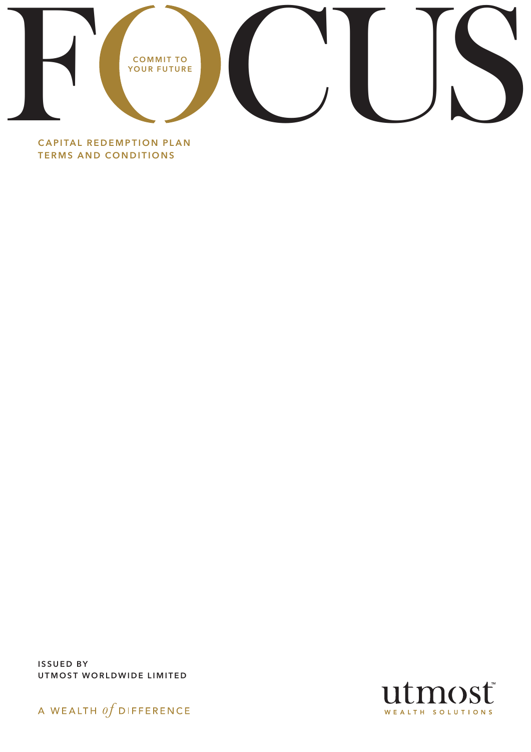# FOCUS

COMMIT TO YOUR FUTURE

## CAPITAL REDEMPTION PLAN TERMS AND CONDITIONS

ISSUED BY
UTMOST WORLDWIDE LIMITED

A WEALTH *of* DIFFERENCE

utmost™
WEALTH SOLUTIONS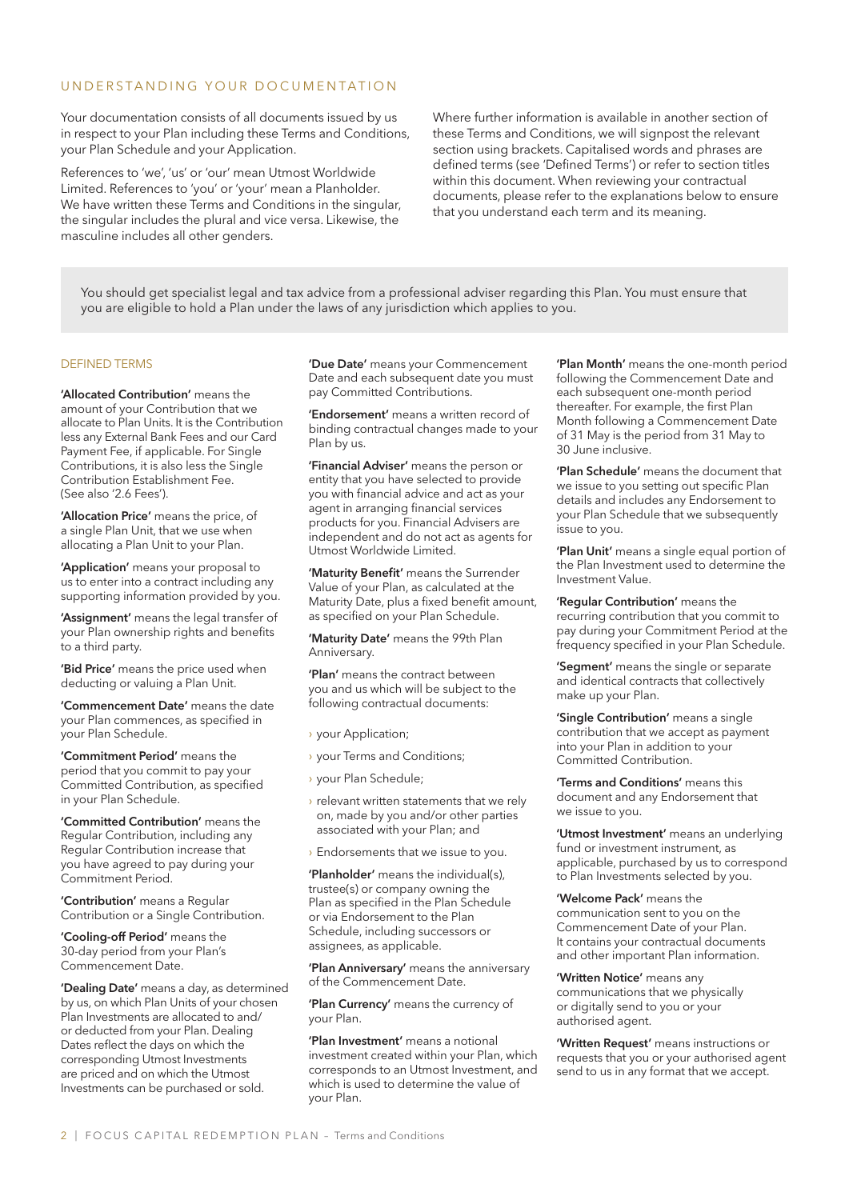## UNDERSTANDING YOUR DOCUMENTATION

Your documentation consists of all documents issued by us in respect to your Plan including these Terms and Conditions, your Plan Schedule and your Application.

References to 'we', 'us' or 'our' mean Utmost Worldwide Limited. References to 'you' or 'your' mean a Planholder. We have written these Terms and Conditions in the singular, the singular includes the plural and vice versa. Likewise, the masculine includes all other genders.

Where further information is available in another section of these Terms and Conditions, we will signpost the relevant section using brackets. Capitalised words and phrases are defined terms (see 'Defined Terms') or refer to section titles within this document. When reviewing your contractual documents, please refer to the explanations below to ensure that you understand each term and its meaning.

> You should get specialist legal and tax advice from a professional adviser regarding this Plan. You must ensure that you are eligible to hold a Plan under the laws of any jurisdiction which applies to you.

### DEFINED TERMS

**'Allocated Contribution'** means the amount of your Contribution that we allocate to Plan Units. It is the Contribution less any External Bank Fees and our Card Payment Fee, if applicable. For Single Contributions, it is also less the Single Contribution Establishment Fee. (See also '2.6 Fees').

**'Allocation Price'** means the price, of a single Plan Unit, that we use when allocating a Plan Unit to your Plan.

**'Application'** means your proposal to us to enter into a contract including any supporting information provided by you.

**'Assignment'** means the legal transfer of your Plan ownership rights and benefits to a third party.

**'Bid Price'** means the price used when deducting or valuing a Plan Unit.

**'Commencement Date'** means the date your Plan commences, as specified in your Plan Schedule.

**'Commitment Period'** means the period that you commit to pay your Committed Contribution, as specified in your Plan Schedule.

**'Committed Contribution'** means the Regular Contribution, including any Regular Contribution increase that you have agreed to pay during your Commitment Period.

**'Contribution'** means a Regular Contribution or a Single Contribution.

**'Cooling-off Period'** means the 30-day period from your Plan's Commencement Date.

**'Dealing Date'** means a day, as determined by us, on which Plan Units of your chosen Plan Investments are allocated to and/or deducted from your Plan. Dealing Dates reflect the days on which the corresponding Utmost Investments are priced and on which the Utmost Investments can be purchased or sold.

**'Due Date'** means your Commencement Date and each subsequent date you must pay Committed Contributions.

**'Endorsement'** means a written record of binding contractual changes made to your Plan by us.

**'Financial Adviser'** means the person or entity that you have selected to provide you with financial advice and act as your agent in arranging financial services products for you. Financial Advisers are independent and do not act as agents for Utmost Worldwide Limited.

**'Maturity Benefit'** means the Surrender Value of your Plan, as calculated at the Maturity Date, plus a fixed benefit amount, as specified on your Plan Schedule.

**'Maturity Date'** means the 99th Plan Anniversary.

**'Plan'** means the contract between you and us which will be subject to the following contractual documents:

- your Application;
- your Terms and Conditions;
- your Plan Schedule;
- relevant written statements that we rely on, made by you and/or other parties associated with your Plan; and
- Endorsements that we issue to you.

**'Planholder'** means the individual(s), trustee(s) or company owning the Plan as specified in the Plan Schedule or via Endorsement to the Plan Schedule, including successors or assignees, as applicable.

**'Plan Anniversary'** means the anniversary of the Commencement Date.

**'Plan Currency'** means the currency of your Plan.

**'Plan Investment'** means a notional investment created within your Plan, which corresponds to an Utmost Investment, and which is used to determine the value of your Plan.

**'Plan Month'** means the one-month period following the Commencement Date and each subsequent one-month period thereafter. For example, the first Plan Month following a Commencement Date of 31 May is the period from 31 May to 30 June inclusive.

**'Plan Schedule'** means the document that we issue to you setting out specific Plan details and includes any Endorsement to your Plan Schedule that we subsequently issue to you.

**'Plan Unit'** means a single equal portion of the Plan Investment used to determine the Investment Value.

**'Regular Contribution'** means the recurring contribution that you commit to pay during your Commitment Period at the frequency specified in your Plan Schedule.

**'Segment'** means the single or separate and identical contracts that collectively make up your Plan.

**'Single Contribution'** means a single contribution that we accept as payment into your Plan in addition to your Committed Contribution.

**'Terms and Conditions'** means this document and any Endorsement that we issue to you.

**'Utmost Investment'** means an underlying fund or investment instrument, as applicable, purchased by us to correspond to Plan Investments selected by you.

**'Welcome Pack'** means the communication sent to you on the Commencement Date of your Plan. It contains your contractual documents and other important Plan information.

**'Written Notice'** means any communications that we physically or digitally send to you or your authorised agent.

**'Written Request'** means instructions or requests that you or your authorised agent send to us in any format that we accept.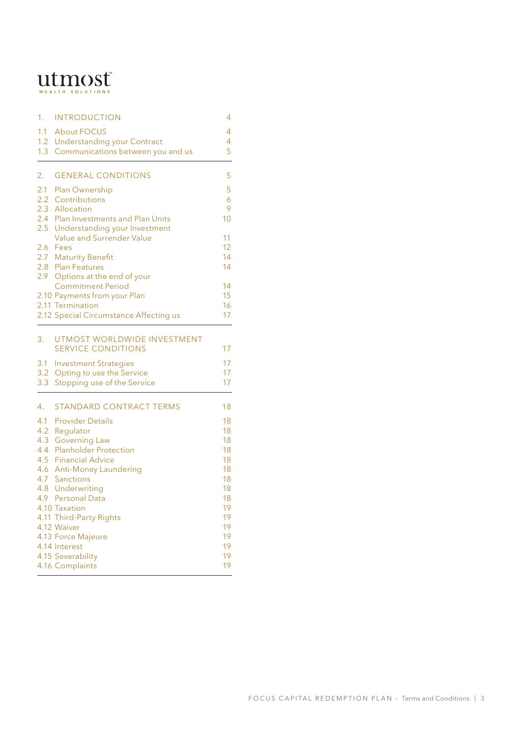utmost
WEALTH SOLUTIONS

| | | |
|---|---|---|
| 1. | INTRODUCTION | 4 |
| 1.1 | About FOCUS | 4 |
| 1.2 | Understanding your Contract | 4 |
| 1.3 | Communications between you and us | 5 |
| 2. | GENERAL CONDITIONS | 5 |
| 2.1 | Plan Ownership | 5 |
| 2.2 | Contributions | 6 |
| 2.3 | Allocation | 9 |
| 2.4 | Plan Investments and Plan Units | 10 |
| 2.5 | Understanding your Investment Value and Surrender Value | 11 |
| 2.6 | Fees | 12 |
| 2.7 | Maturity Benefit | 14 |
| 2.8 | Plan Features | 14 |
| 2.9 | Options at the end of your Commitment Period | 14 |
| 2.10 | Payments from your Plan | 15 |
| 2.11 | Termination | 16 |
| 2.12 | Special Circumstance Affecting us | 17 |
| 3. | UTMOST WORLDWIDE INVESTMENT SERVICE CONDITIONS | 17 |
| 3.1 | Investment Strategies | 17 |
| 3.2 | Opting to use the Service | 17 |
| 3.3 | Stopping use of the Service | 17 |
| 4. | STANDARD CONTRACT TERMS | 18 |
| 4.1 | Provider Details | 18 |
| 4.2 | Regulator | 18 |
| 4.3 | Governing Law | 18 |
| 4.4 | Planholder Protection | 18 |
| 4.5 | Financial Advice | 18 |
| 4.6 | Anti-Money Laundering | 18 |
| 4.7 | Sanctions | 18 |
| 4.8 | Underwriting | 18 |
| 4.9 | Personal Data | 18 |
| 4.10 | Taxation | 19 |
| 4.11 | Third-Party Rights | 19 |
| 4.12 | Waiver | 19 |
| 4.13 | Force Majeure | 19 |
| 4.14 | Interest | 19 |
| 4.15 | Severability | 19 |
| 4.16 | Complaints | 19 |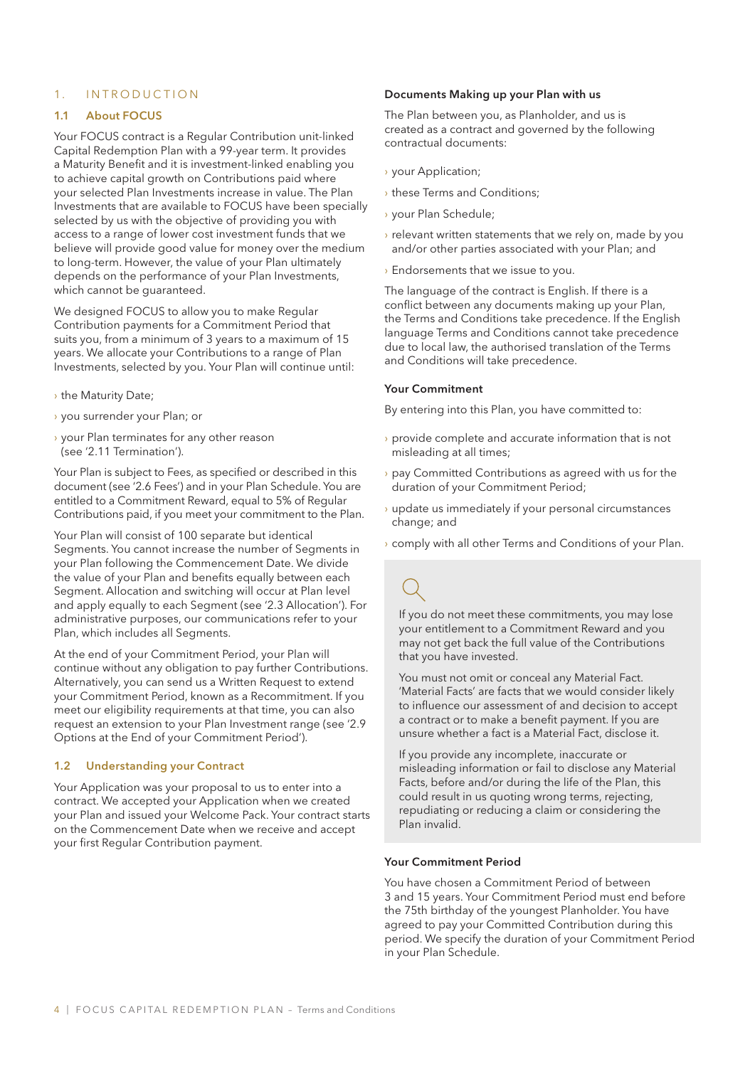# 1. INTRODUCTION

## 1.1 About FOCUS

Your FOCUS contract is a Regular Contribution unit-linked Capital Redemption Plan with a 99-year term. It provides a Maturity Benefit and it is investment-linked enabling you to achieve capital growth on Contributions paid where your selected Plan Investments increase in value. The Plan Investments that are available to FOCUS have been specially selected by us with the objective of providing you with access to a range of lower cost investment funds that we believe will provide good value for money over the medium to long-term. However, the value of your Plan ultimately depends on the performance of your Plan Investments, which cannot be guaranteed.

We designed FOCUS to allow you to make Regular Contribution payments for a Commitment Period that suits you, from a minimum of 3 years to a maximum of 15 years. We allocate your Contributions to a range of Plan Investments, selected by you. Your Plan will continue until:

- the Maturity Date;
- you surrender your Plan; or
- your Plan terminates for any other reason (see '2.11 Termination').

Your Plan is subject to Fees, as specified or described in this document (see '2.6 Fees') and in your Plan Schedule. You are entitled to a Commitment Reward, equal to 5% of Regular Contributions paid, if you meet your commitment to the Plan.

Your Plan will consist of 100 separate but identical Segments. You cannot increase the number of Segments in your Plan following the Commencement Date. We divide the value of your Plan and benefits equally between each Segment. Allocation and switching will occur at Plan level and apply equally to each Segment (see '2.3 Allocation'). For administrative purposes, our communications refer to your Plan, which includes all Segments.

At the end of your Commitment Period, your Plan will continue without any obligation to pay further Contributions. Alternatively, you can send us a Written Request to extend your Commitment Period, known as a Recommitment. If you meet our eligibility requirements at that time, you can also request an extension to your Plan Investment range (see '2.9 Options at the End of your Commitment Period').

## 1.2 Understanding your Contract

Your Application was your proposal to us to enter into a contract. We accepted your Application when we created your Plan and issued your Welcome Pack. Your contract starts on the Commencement Date when we receive and accept your first Regular Contribution payment.

### Documents Making up your Plan with us

The Plan between you, as Planholder, and us is created as a contract and governed by the following contractual documents:

- your Application;
- these Terms and Conditions;
- your Plan Schedule;
- relevant written statements that we rely on, made by you and/or other parties associated with your Plan; and
- Endorsements that we issue to you.

The language of the contract is English. If there is a conflict between any documents making up your Plan, the Terms and Conditions take precedence. If the English language Terms and Conditions cannot take precedence due to local law, the authorised translation of the Terms and Conditions will take precedence.

### Your Commitment

By entering into this Plan, you have committed to:

- provide complete and accurate information that is not misleading at all times;
- pay Committed Contributions as agreed with us for the duration of your Commitment Period;
- update us immediately if your personal circumstances change; and
- comply with all other Terms and Conditions of your Plan.

If you do not meet these commitments, you may lose your entitlement to a Commitment Reward and you may not get back the full value of the Contributions that you have invested.

You must not omit or conceal any Material Fact. 'Material Facts' are facts that we would consider likely to influence our assessment of and decision to accept a contract or to make a benefit payment. If you are unsure whether a fact is a Material Fact, disclose it.

If you provide any incomplete, inaccurate or misleading information or fail to disclose any Material Facts, before and/or during the life of the Plan, this could result in us quoting wrong terms, rejecting, repudiating or reducing a claim or considering the Plan invalid.

### Your Commitment Period

You have chosen a Commitment Period of between 3 and 15 years. Your Commitment Period must end before the 75th birthday of the youngest Planholder. You have agreed to pay your Committed Contribution during this period. We specify the duration of your Commitment Period in your Plan Schedule.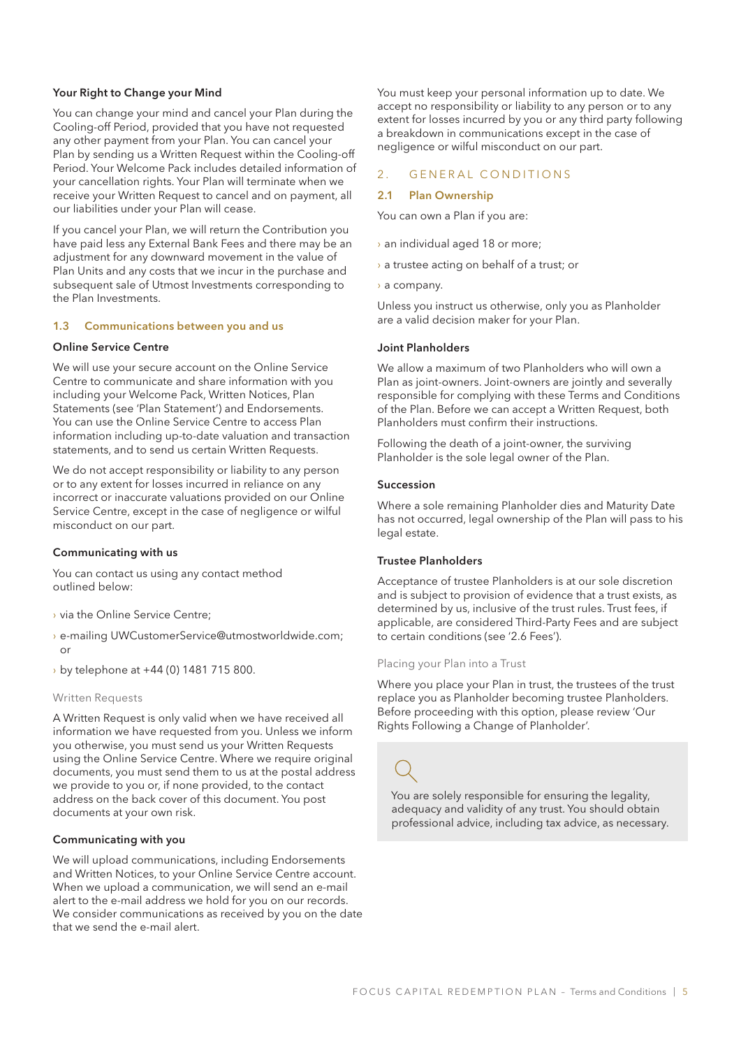#### Your Right to Change your Mind

You can change your mind and cancel your Plan during the Cooling-off Period, provided that you have not requested any other payment from your Plan. You can cancel your Plan by sending us a Written Request within the Cooling-off Period. Your Welcome Pack includes detailed information of your cancellation rights. Your Plan will terminate when we receive your Written Request to cancel and on payment, all our liabilities under your Plan will cease.

If you cancel your Plan, we will return the Contribution you have paid less any External Bank Fees and there may be an adjustment for any downward movement in the value of Plan Units and any costs that we incur in the purchase and subsequent sale of Utmost Investments corresponding to the Plan Investments.

### 1.3 Communications between you and us

#### Online Service Centre

We will use your secure account on the Online Service Centre to communicate and share information with you including your Welcome Pack, Written Notices, Plan Statements (see 'Plan Statement') and Endorsements. You can use the Online Service Centre to access Plan information including up-to-date valuation and transaction statements, and to send us certain Written Requests.

We do not accept responsibility or liability to any person or to any extent for losses incurred in reliance on any incorrect or inaccurate valuations provided on our Online Service Centre, except in the case of negligence or wilful misconduct on our part.

#### Communicating with us

You can contact us using any contact method outlined below:

- via the Online Service Centre;
- e-mailing UWCustomerService@utmostworldwide.com; or
- by telephone at +44 (0) 1481 715 800.

##### Written Requests

A Written Request is only valid when we have received all information we have requested from you. Unless we inform you otherwise, you must send us your Written Requests using the Online Service Centre. Where we require original documents, you must send them to us at the postal address we provide to you or, if none provided, to the contact address on the back cover of this document. You post documents at your own risk.

#### Communicating with you

We will upload communications, including Endorsements and Written Notices, to your Online Service Centre account. When we upload a communication, we will send an e-mail alert to the e-mail address we hold for you on our records. We consider communications as received by you on the date that we send the e-mail alert.

You must keep your personal information up to date. We accept no responsibility or liability to any person or to any extent for losses incurred by you or any third party following a breakdown in communications except in the case of negligence or wilful misconduct on our part.

## 2. GENERAL CONDITIONS

### 2.1 Plan Ownership

You can own a Plan if you are:

- an individual aged 18 or more;
- a trustee acting on behalf of a trust; or
- a company.

Unless you instruct us otherwise, only you as Planholder are a valid decision maker for your Plan.

#### Joint Planholders

We allow a maximum of two Planholders who will own a Plan as joint-owners. Joint-owners are jointly and severally responsible for complying with these Terms and Conditions of the Plan. Before we can accept a Written Request, both Planholders must confirm their instructions.

Following the death of a joint-owner, the surviving Planholder is the sole legal owner of the Plan.

#### Succession

Where a sole remaining Planholder dies and Maturity Date has not occurred, legal ownership of the Plan will pass to his legal estate.

#### Trustee Planholders

Acceptance of trustee Planholders is at our sole discretion and is subject to provision of evidence that a trust exists, as determined by us, inclusive of the trust rules. Trust fees, if applicable, are considered Third-Party Fees and are subject to certain conditions (see '2.6 Fees').

##### Placing your Plan into a Trust

Where you place your Plan in trust, the trustees of the trust replace you as Planholder becoming trustee Planholders. Before proceeding with this option, please review 'Our Rights Following a Change of Planholder'.

You are solely responsible for ensuring the legality, adequacy and validity of any trust. You should obtain professional advice, including tax advice, as necessary.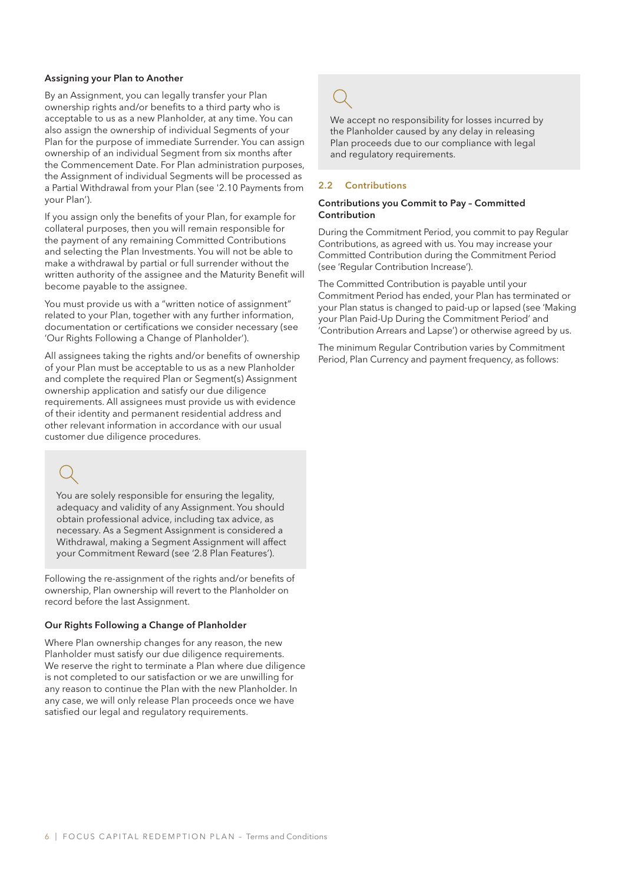### Assigning your Plan to Another

By an Assignment, you can legally transfer your Plan ownership rights and/or benefits to a third party who is acceptable to us as a new Planholder, at any time. You can also assign the ownership of individual Segments of your Plan for the purpose of immediate Surrender. You can assign ownership of an individual Segment from six months after the Commencement Date. For Plan administration purposes, the Assignment of individual Segments will be processed as a Partial Withdrawal from your Plan (see '2.10 Payments from your Plan').

If you assign only the benefits of your Plan, for example for collateral purposes, then you will remain responsible for the payment of any remaining Committed Contributions and selecting the Plan Investments. You will not be able to make a withdrawal by partial or full surrender without the written authority of the assignee and the Maturity Benefit will become payable to the assignee.

You must provide us with a "written notice of assignment" related to your Plan, together with any further information, documentation or certifications we consider necessary (see 'Our Rights Following a Change of Planholder').

All assignees taking the rights and/or benefits of ownership of your Plan must be acceptable to us as a new Planholder and complete the required Plan or Segment(s) Assignment ownership application and satisfy our due diligence requirements. All assignees must provide us with evidence of their identity and permanent residential address and other relevant information in accordance with our usual customer due diligence procedures.

> You are solely responsible for ensuring the legality, adequacy and validity of any Assignment. You should obtain professional advice, including tax advice, as necessary. As a Segment Assignment is considered a Withdrawal, making a Segment Assignment will affect your Commitment Reward (see '2.8 Plan Features').

Following the re-assignment of the rights and/or benefits of ownership, Plan ownership will revert to the Planholder on record before the last Assignment.

### Our Rights Following a Change of Planholder

Where Plan ownership changes for any reason, the new Planholder must satisfy our due diligence requirements. We reserve the right to terminate a Plan where due diligence is not completed to our satisfaction or we are unwilling for any reason to continue the Plan with the new Planholder. In any case, we will only release Plan proceeds once we have satisfied our legal and regulatory requirements.

> We accept no responsibility for losses incurred by the Planholder caused by any delay in releasing Plan proceeds due to our compliance with legal and regulatory requirements.

## 2.2 Contributions

### Contributions you Commit to Pay – Committed Contribution

During the Commitment Period, you commit to pay Regular Contributions, as agreed with us. You may increase your Committed Contribution during the Commitment Period (see 'Regular Contribution Increase').

The Committed Contribution is payable until your Commitment Period has ended, your Plan has terminated or your Plan status is changed to paid-up or lapsed (see 'Making your Plan Paid-Up During the Commitment Period' and 'Contribution Arrears and Lapse') or otherwise agreed by us.

The minimum Regular Contribution varies by Commitment Period, Plan Currency and payment frequency, as follows: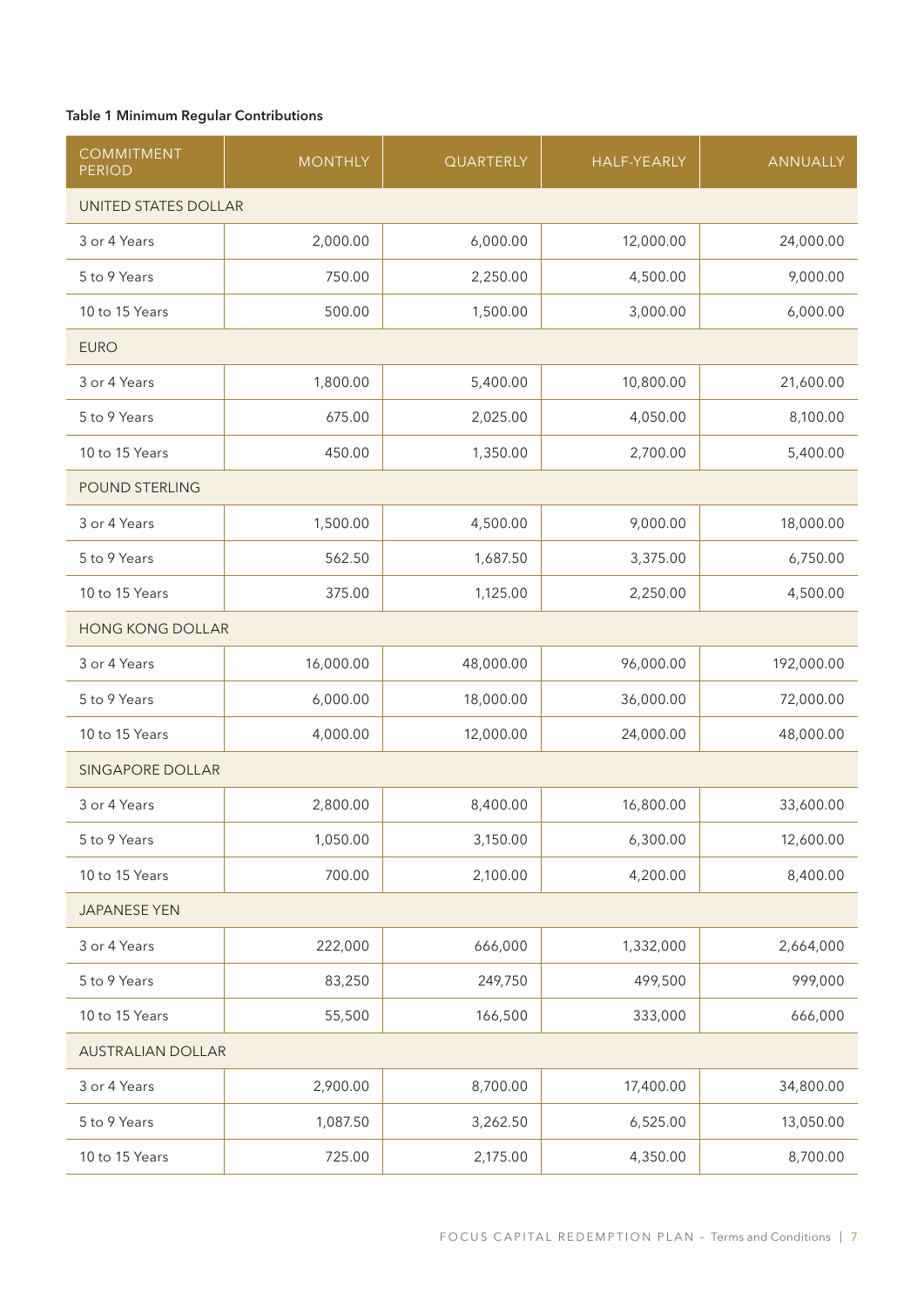**Table 1 Minimum Regular Contributions**

| COMMITMENT PERIOD | MONTHLY | QUARTERLY | HALF-YEARLY | ANNUALLY |
|---|---|---|---|---|
| UNITED STATES DOLLAR | | | | |
| 3 or 4 Years | 2,000.00 | 6,000.00 | 12,000.00 | 24,000.00 |
| 5 to 9 Years | 750.00 | 2,250.00 | 4,500.00 | 9,000.00 |
| 10 to 15 Years | 500.00 | 1,500.00 | 3,000.00 | 6,000.00 |
| EURO | | | | |
| 3 or 4 Years | 1,800.00 | 5,400.00 | 10,800.00 | 21,600.00 |
| 5 to 9 Years | 675.00 | 2,025.00 | 4,050.00 | 8,100.00 |
| 10 to 15 Years | 450.00 | 1,350.00 | 2,700.00 | 5,400.00 |
| POUND STERLING | | | | |
| 3 or 4 Years | 1,500.00 | 4,500.00 | 9,000.00 | 18,000.00 |
| 5 to 9 Years | 562.50 | 1,687.50 | 3,375.00 | 6,750.00 |
| 10 to 15 Years | 375.00 | 1,125.00 | 2,250.00 | 4,500.00 |
| HONG KONG DOLLAR | | | | |
| 3 or 4 Years | 16,000.00 | 48,000.00 | 96,000.00 | 192,000.00 |
| 5 to 9 Years | 6,000.00 | 18,000.00 | 36,000.00 | 72,000.00 |
| 10 to 15 Years | 4,000.00 | 12,000.00 | 24,000.00 | 48,000.00 |
| SINGAPORE DOLLAR | | | | |
| 3 or 4 Years | 2,800.00 | 8,400.00 | 16,800.00 | 33,600.00 |
| 5 to 9 Years | 1,050.00 | 3,150.00 | 6,300.00 | 12,600.00 |
| 10 to 15 Years | 700.00 | 2,100.00 | 4,200.00 | 8,400.00 |
| JAPANESE YEN | | | | |
| 3 or 4 Years | 222,000 | 666,000 | 1,332,000 | 2,664,000 |
| 5 to 9 Years | 83,250 | 249,750 | 499,500 | 999,000 |
| 10 to 15 Years | 55,500 | 166,500 | 333,000 | 666,000 |
| AUSTRALIAN DOLLAR | | | | |
| 3 or 4 Years | 2,900.00 | 8,700.00 | 17,400.00 | 34,800.00 |
| 5 to 9 Years | 1,087.50 | 3,262.50 | 6,525.00 | 13,050.00 |
| 10 to 15 Years | 725.00 | 2,175.00 | 4,350.00 | 8,700.00 |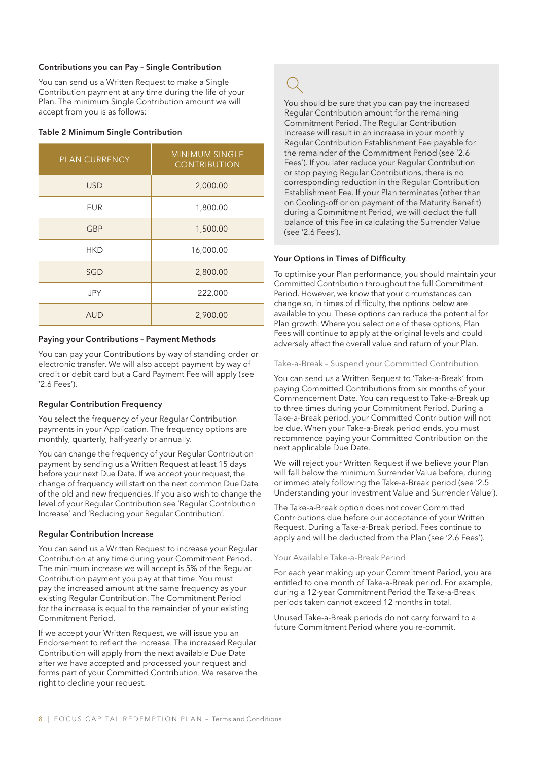### Contributions you can Pay – Single Contribution

You can send us a Written Request to make a Single Contribution payment at any time during the life of your Plan. The minimum Single Contribution amount we will accept from you is as follows:

**Table 2 Minimum Single Contribution**

| PLAN CURRENCY | MINIMUM SINGLE CONTRIBUTION |
|---|---|
| USD | 2,000.00 |
| EUR | 1,800.00 |
| GBP | 1,500.00 |
| HKD | 16,000.00 |
| SGD | 2,800.00 |
| JPY | 222,000 |
| AUD | 2,900.00 |

### Paying your Contributions – Payment Methods

You can pay your Contributions by way of standing order or electronic transfer. We will also accept payment by way of credit or debit card but a Card Payment Fee will apply (see '2.6 Fees').

### Regular Contribution Frequency

You select the frequency of your Regular Contribution payments in your Application. The frequency options are monthly, quarterly, half-yearly or annually.

You can change the frequency of your Regular Contribution payment by sending us a Written Request at least 15 days before your next Due Date. If we accept your request, the change of frequency will start on the next common Due Date of the old and new frequencies. If you also wish to change the level of your Regular Contribution see 'Regular Contribution Increase' and 'Reducing your Regular Contribution'.

### Regular Contribution Increase

You can send us a Written Request to increase your Regular Contribution at any time during your Commitment Period. The minimum increase we will accept is 5% of the Regular Contribution payment you pay at that time. You must pay the increased amount at the same frequency as your existing Regular Contribution. The Commitment Period for the increase is equal to the remainder of your existing Commitment Period.

If we accept your Written Request, we will issue you an Endorsement to reflect the increase. The increased Regular Contribution will apply from the next available Due Date after we have accepted and processed your request and forms part of your Committed Contribution. We reserve the right to decline your request.

> You should be sure that you can pay the increased Regular Contribution amount for the remaining Commitment Period. The Regular Contribution Increase will result in an increase in your monthly Regular Contribution Establishment Fee payable for the remainder of the Commitment Period (see '2.6 Fees'). If you later reduce your Regular Contribution or stop paying Regular Contributions, there is no corresponding reduction in the Regular Contribution Establishment Fee. If your Plan terminates (other than on Cooling-off or on payment of the Maturity Benefit) during a Commitment Period, we will deduct the full balance of this Fee in calculating the Surrender Value (see '2.6 Fees').

### Your Options in Times of Difficulty

To optimise your Plan performance, you should maintain your Committed Contribution throughout the full Commitment Period. However, we know that your circumstances can change so, in times of difficulty, the options below are available to you. These options can reduce the potential for Plan growth. Where you select one of these options, Plan Fees will continue to apply at the original levels and could adversely affect the overall value and return of your Plan.

#### Take-a-Break – Suspend your Committed Contribution

You can send us a Written Request to 'Take-a-Break' from paying Committed Contributions from six months of your Commencement Date. You can request to Take-a-Break up to three times during your Commitment Period. During a Take-a-Break period, your Committed Contribution will not be due. When your Take-a-Break period ends, you must recommence paying your Committed Contribution on the next applicable Due Date.

We will reject your Written Request if we believe your Plan will fall below the minimum Surrender Value before, during or immediately following the Take-a-Break period (see '2.5 Understanding your Investment Value and Surrender Value').

The Take-a-Break option does not cover Committed Contributions due before our acceptance of your Written Request. During a Take-a-Break period, Fees continue to apply and will be deducted from the Plan (see '2.6 Fees').

#### Your Available Take-a-Break Period

For each year making up your Commitment Period, you are entitled to one month of Take-a-Break period. For example, during a 12-year Commitment Period the Take-a-Break periods taken cannot exceed 12 months in total.

Unused Take-a-Break periods do not carry forward to a future Commitment Period where you re-commit.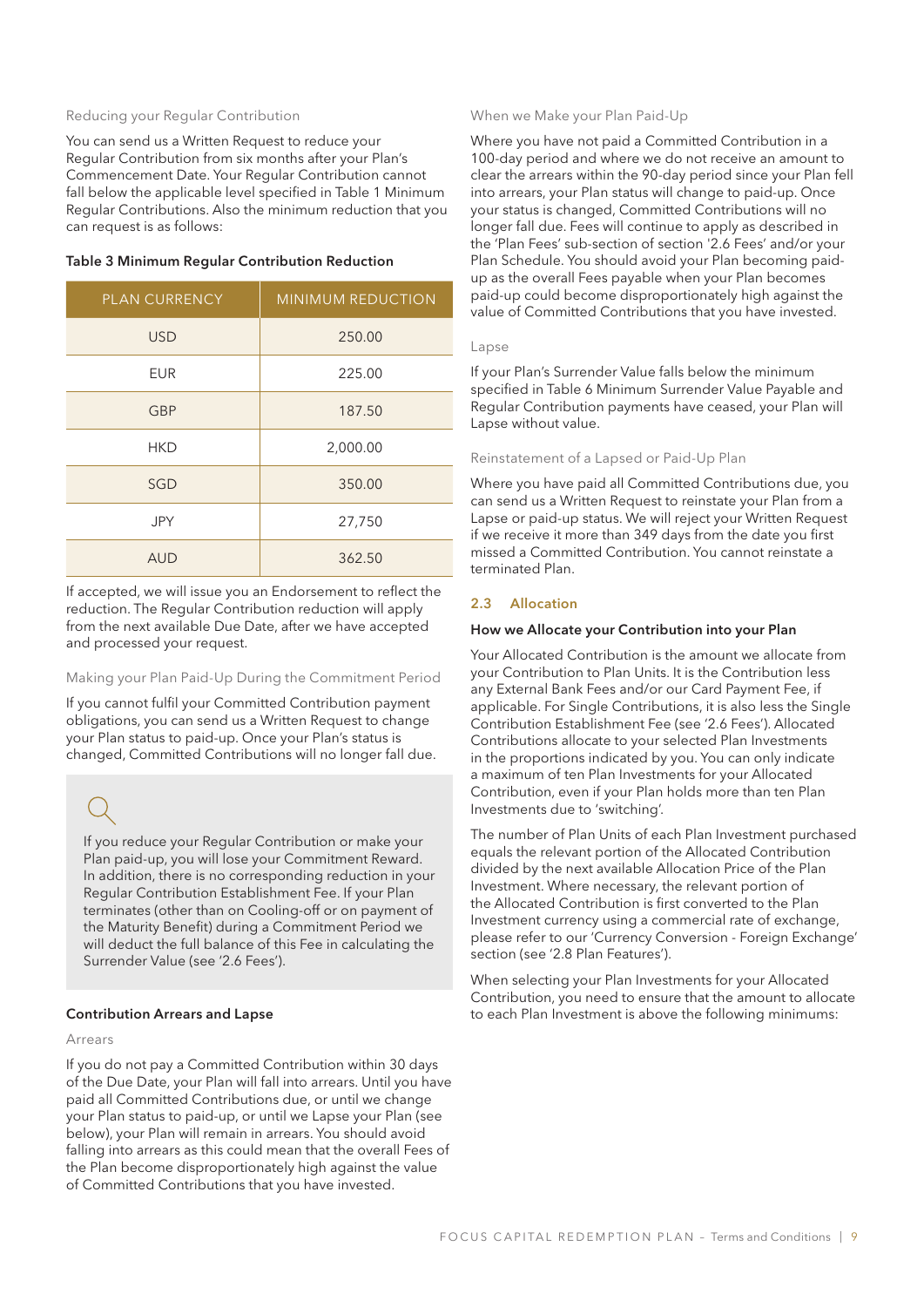#### Reducing your Regular Contribution

You can send us a Written Request to reduce your Regular Contribution from six months after your Plan's Commencement Date. Your Regular Contribution cannot fall below the applicable level specified in Table 1 Minimum Regular Contributions. Also the minimum reduction that you can request is as follows:

**Table 3 Minimum Regular Contribution Reduction**

| PLAN CURRENCY | MINIMUM REDUCTION |
|---|---|
| USD | 250.00 |
| EUR | 225.00 |
| GBP | 187.50 |
| HKD | 2,000.00 |
| SGD | 350.00 |
| JPY | 27,750 |
| AUD | 362.50 |

If accepted, we will issue you an Endorsement to reflect the reduction. The Regular Contribution reduction will apply from the next available Due Date, after we have accepted and processed your request.

#### Making your Plan Paid-Up During the Commitment Period

If you cannot fulfil your Committed Contribution payment obligations, you can send us a Written Request to change your Plan status to paid-up. Once your Plan's status is changed, Committed Contributions will no longer fall due.

> If you reduce your Regular Contribution or make your Plan paid-up, you will lose your Commitment Reward. In addition, there is no corresponding reduction in your Regular Contribution Establishment Fee. If your Plan terminates (other than on Cooling-off or on payment of the Maturity Benefit) during a Commitment Period we will deduct the full balance of this Fee in calculating the Surrender Value (see '2.6 Fees').

### Contribution Arrears and Lapse

#### Arrears

If you do not pay a Committed Contribution within 30 days of the Due Date, your Plan will fall into arrears. Until you have paid all Committed Contributions due, or until we change your Plan status to paid-up, or until we Lapse your Plan (see below), your Plan will remain in arrears. You should avoid falling into arrears as this could mean that the overall Fees of the Plan become disproportionately high against the value of Committed Contributions that you have invested.

#### When we Make your Plan Paid-Up

Where you have not paid a Committed Contribution in a 100-day period and where we do not receive an amount to clear the arrears within the 90-day period since your Plan fell into arrears, your Plan status will change to paid-up. Once your status is changed, Committed Contributions will no longer fall due. Fees will continue to apply as described in the 'Plan Fees' sub-section of section '2.6 Fees' and/or your Plan Schedule. You should avoid your Plan becoming paid-up as the overall Fees payable when your Plan becomes paid-up could become disproportionately high against the value of Committed Contributions that you have invested.

#### Lapse

If your Plan's Surrender Value falls below the minimum specified in Table 6 Minimum Surrender Value Payable and Regular Contribution payments have ceased, your Plan will Lapse without value.

#### Reinstatement of a Lapsed or Paid-Up Plan

Where you have paid all Committed Contributions due, you can send us a Written Request to reinstate your Plan from a Lapse or paid-up status. We will reject your Written Request if we receive it more than 349 days from the date you first missed a Committed Contribution. You cannot reinstate a terminated Plan.

## 2.3 Allocation

### How we Allocate your Contribution into your Plan

Your Allocated Contribution is the amount we allocate from your Contribution to Plan Units. It is the Contribution less any External Bank Fees and/or our Card Payment Fee, if applicable. For Single Contributions, it is also less the Single Contribution Establishment Fee (see '2.6 Fees'). Allocated Contributions allocate to your selected Plan Investments in the proportions indicated by you. You can only indicate a maximum of ten Plan Investments for your Allocated Contribution, even if your Plan holds more than ten Plan Investments due to 'switching'.

The number of Plan Units of each Plan Investment purchased equals the relevant portion of the Allocated Contribution divided by the next available Allocation Price of the Plan Investment. Where necessary, the relevant portion of the Allocated Contribution is first converted to the Plan Investment currency using a commercial rate of exchange, please refer to our 'Currency Conversion - Foreign Exchange' section (see '2.8 Plan Features').

When selecting your Plan Investments for your Allocated Contribution, you need to ensure that the amount to allocate to each Plan Investment is above the following minimums: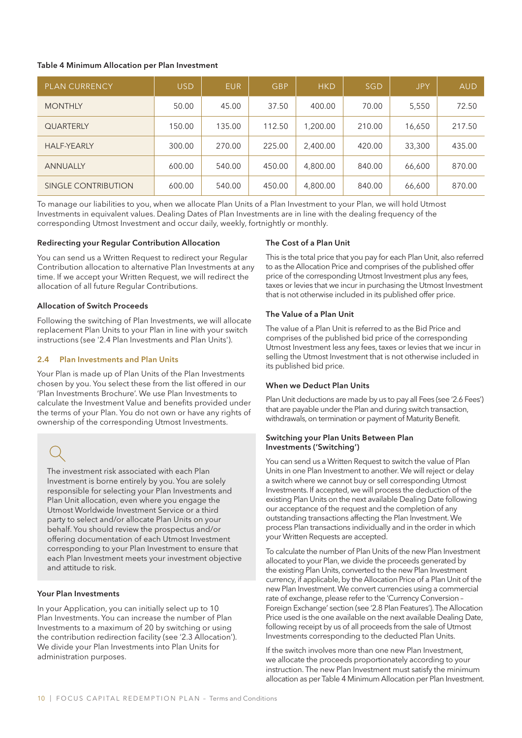**Table 4 Minimum Allocation per Plan Investment**

| PLAN CURRENCY | USD | EUR | GBP | HKD | SGD | JPY | AUD |
|---|---|---|---|---|---|---|---|
| MONTHLY | 50.00 | 45.00 | 37.50 | 400.00 | 70.00 | 5,550 | 72.50 |
| QUARTERLY | 150.00 | 135.00 | 112.50 | 1,200.00 | 210.00 | 16,650 | 217.50 |
| HALF-YEARLY | 300.00 | 270.00 | 225.00 | 2,400.00 | 420.00 | 33,300 | 435.00 |
| ANNUALLY | 600.00 | 540.00 | 450.00 | 4,800.00 | 840.00 | 66,600 | 870.00 |
| SINGLE CONTRIBUTION | 600.00 | 540.00 | 450.00 | 4,800.00 | 840.00 | 66,600 | 870.00 |

To manage our liabilities to you, when we allocate Plan Units of a Plan Investment to your Plan, we will hold Utmost Investments in equivalent values. Dealing Dates of Plan Investments are in line with the dealing frequency of the corresponding Utmost Investment and occur daily, weekly, fortnightly or monthly.

**Redirecting your Regular Contribution Allocation**

You can send us a Written Request to redirect your Regular Contribution allocation to alternative Plan Investments at any time. If we accept your Written Request, we will redirect the allocation of all future Regular Contributions.

**Allocation of Switch Proceeds**

Following the switching of Plan Investments, we will allocate replacement Plan Units to your Plan in line with your switch instructions (see '2.4 Plan Investments and Plan Units').

## 2.4 Plan Investments and Plan Units

Your Plan is made up of Plan Units of the Plan Investments chosen by you. You select these from the list offered in our 'Plan Investments Brochure'. We use Plan Investments to calculate the Investment Value and benefits provided under the terms of your Plan. You do not own or have any rights of ownership of the corresponding Utmost Investments.

The investment risk associated with each Plan Investment is borne entirely by you. You are solely responsible for selecting your Plan Investments and Plan Unit allocation, even where you engage the Utmost Worldwide Investment Service or a third party to select and/or allocate Plan Units on your behalf. You should review the prospectus and/or offering documentation of each Utmost Investment corresponding to your Plan Investment to ensure that each Plan Investment meets your investment objective and attitude to risk.

**Your Plan Investments**

In your Application, you can initially select up to 10 Plan Investments. You can increase the number of Plan Investments to a maximum of 20 by switching or using the contribution redirection facility (see '2.3 Allocation'). We divide your Plan Investments into Plan Units for administration purposes.

**The Cost of a Plan Unit**

This is the total price that you pay for each Plan Unit, also referred to as the Allocation Price and comprises of the published offer price of the corresponding Utmost Investment plus any fees, taxes or levies that we incur in purchasing the Utmost Investment that is not otherwise included in its published offer price.

**The Value of a Plan Unit**

The value of a Plan Unit is referred to as the Bid Price and comprises of the published bid price of the corresponding Utmost Investment less any fees, taxes or levies that we incur in selling the Utmost Investment that is not otherwise included in its published bid price.

**When we Deduct Plan Units**

Plan Unit deductions are made by us to pay all Fees (see '2.6 Fees') that are payable under the Plan and during switch transaction, withdrawals, on termination or payment of Maturity Benefit.

**Switching your Plan Units Between Plan Investments ('Switching')**

You can send us a Written Request to switch the value of Plan Units in one Plan Investment to another. We will reject or delay a switch where we cannot buy or sell corresponding Utmost Investments. If accepted, we will process the deduction of the existing Plan Units on the next available Dealing Date following our acceptance of the request and the completion of any outstanding transactions affecting the Plan Investment. We process Plan transactions individually and in the order in which your Written Requests are accepted.

To calculate the number of Plan Units of the new Plan Investment allocated to your Plan, we divide the proceeds generated by the existing Plan Units, converted to the new Plan Investment currency, if applicable, by the Allocation Price of a Plan Unit of the new Plan Investment. We convert currencies using a commercial rate of exchange, please refer to the 'Currency Conversion – Foreign Exchange' section (see '2.8 Plan Features'). The Allocation Price used is the one available on the next available Dealing Date, following receipt by us of all proceeds from the sale of Utmost Investments corresponding to the deducted Plan Units.

If the switch involves more than one new Plan Investment, we allocate the proceeds proportionately according to your instruction. The new Plan Investment must satisfy the minimum allocation as per Table 4 Minimum Allocation per Plan Investment.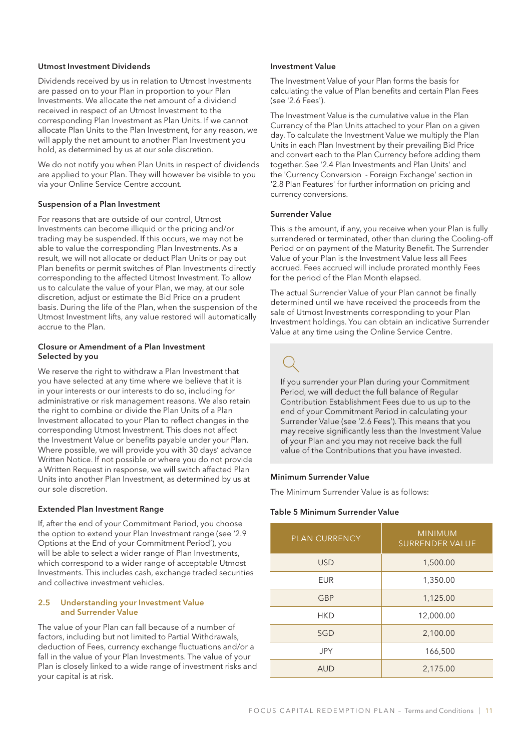### Utmost Investment Dividends

Dividends received by us in relation to Utmost Investments are passed on to your Plan in proportion to your Plan Investments. We allocate the net amount of a dividend received in respect of an Utmost Investment to the corresponding Plan Investment as Plan Units. If we cannot allocate Plan Units to the Plan Investment, for any reason, we will apply the net amount to another Plan Investment you hold, as determined by us at our sole discretion.

We do not notify you when Plan Units in respect of dividends are applied to your Plan. They will however be visible to you via your Online Service Centre account.

### Suspension of a Plan Investment

For reasons that are outside of our control, Utmost Investments can become illiquid or the pricing and/or trading may be suspended. If this occurs, we may not be able to value the corresponding Plan Investments. As a result, we will not allocate or deduct Plan Units or pay out Plan benefits or permit switches of Plan Investments directly corresponding to the affected Utmost Investment. To allow us to calculate the value of your Plan, we may, at our sole discretion, adjust or estimate the Bid Price on a prudent basis. During the life of the Plan, when the suspension of the Utmost Investment lifts, any value restored will automatically accrue to the Plan.

### Closure or Amendment of a Plan Investment Selected by you

We reserve the right to withdraw a Plan Investment that you have selected at any time where we believe that it is in your interests or our interests to do so, including for administrative or risk management reasons. We also retain the right to combine or divide the Plan Units of a Plan Investment allocated to your Plan to reflect changes in the corresponding Utmost Investment. This does not affect the Investment Value or benefits payable under your Plan. Where possible, we will provide you with 30 days' advance Written Notice. If not possible or where you do not provide a Written Request in response, we will switch affected Plan Units into another Plan Investment, as determined by us at our sole discretion.

### Extended Plan Investment Range

If, after the end of your Commitment Period, you choose the option to extend your Plan Investment range (see '2.9 Options at the End of your Commitment Period'), you will be able to select a wider range of Plan Investments, which correspond to a wider range of acceptable Utmost Investments. This includes cash, exchange traded securities and collective investment vehicles.

## 2.5 Understanding your Investment Value and Surrender Value

The value of your Plan can fall because of a number of factors, including but not limited to Partial Withdrawals, deduction of Fees, currency exchange fluctuations and/or a fall in the value of your Plan Investments. The value of your Plan is closely linked to a wide range of investment risks and your capital is at risk.

### Investment Value

The Investment Value of your Plan forms the basis for calculating the value of Plan benefits and certain Plan Fees (see '2.6 Fees').

The Investment Value is the cumulative value in the Plan Currency of the Plan Units attached to your Plan on a given day. To calculate the Investment Value we multiply the Plan Units in each Plan Investment by their prevailing Bid Price and convert each to the Plan Currency before adding them together. See '2.4 Plan Investments and Plan Units' and the 'Currency Conversion - Foreign Exchange' section in '2.8 Plan Features' for further information on pricing and currency conversions.

### Surrender Value

This is the amount, if any, you receive when your Plan is fully surrendered or terminated, other than during the Cooling-off Period or on payment of the Maturity Benefit. The Surrender Value of your Plan is the Investment Value less all Fees accrued. Fees accrued will include prorated monthly Fees for the period of the Plan Month elapsed.

The actual Surrender Value of your Plan cannot be finally determined until we have received the proceeds from the sale of Utmost Investments corresponding to your Plan Investment holdings. You can obtain an indicative Surrender Value at any time using the Online Service Centre.

If you surrender your Plan during your Commitment Period, we will deduct the full balance of Regular Contribution Establishment Fees due to us up to the end of your Commitment Period in calculating your Surrender Value (see '2.6 Fees'). This means that you may receive significantly less than the Investment Value of your Plan and you may not receive back the full value of the Contributions that you have invested.

### Minimum Surrender Value

The Minimum Surrender Value is as follows:

**Table 5 Minimum Surrender Value**

| PLAN CURRENCY | MINIMUM SURRENDER VALUE |
|---|---|
| USD | 1,500.00 |
| EUR | 1,350.00 |
| GBP | 1,125.00 |
| HKD | 12,000.00 |
| SGD | 2,100.00 |
| JPY | 166,500 |
| AUD | 2,175.00 |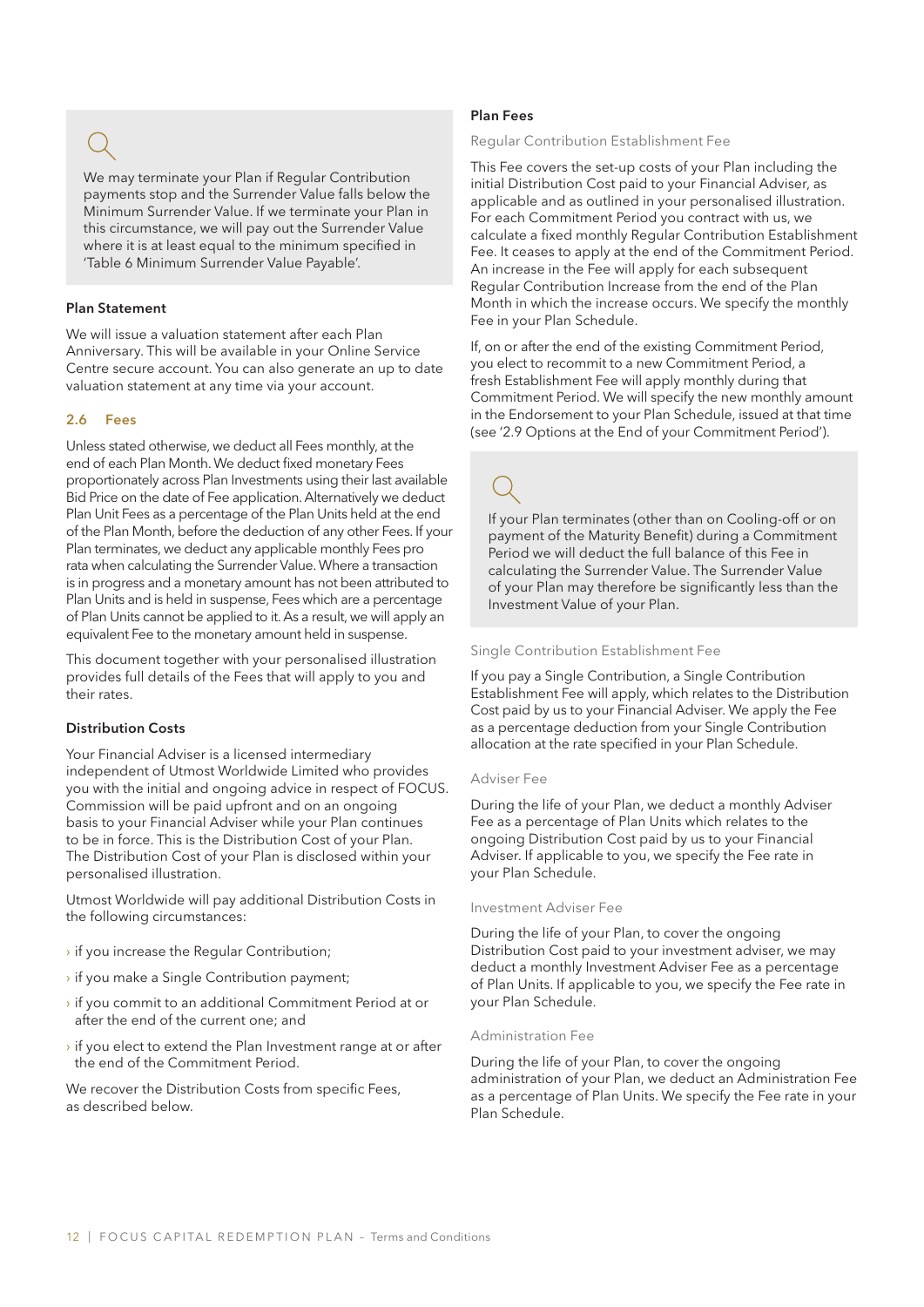We may terminate your Plan if Regular Contribution payments stop and the Surrender Value falls below the Minimum Surrender Value. If we terminate your Plan in this circumstance, we will pay out the Surrender Value where it is at least equal to the minimum specified in 'Table 6 Minimum Surrender Value Payable'.

**Plan Statement**

We will issue a valuation statement after each Plan Anniversary. This will be available in your Online Service Centre secure account. You can also generate an up to date valuation statement at any time via your account.

## 2.6 Fees

Unless stated otherwise, we deduct all Fees monthly, at the end of each Plan Month. We deduct fixed monetary Fees proportionately across Plan Investments using their last available Bid Price on the date of Fee application. Alternatively we deduct Plan Unit Fees as a percentage of the Plan Units held at the end of the Plan Month, before the deduction of any other Fees. If your Plan terminates, we deduct any applicable monthly Fees pro rata when calculating the Surrender Value. Where a transaction is in progress and a monetary amount has not been attributed to Plan Units and is held in suspense, Fees which are a percentage of Plan Units cannot be applied to it. As a result, we will apply an equivalent Fee to the monetary amount held in suspense.

This document together with your personalised illustration provides full details of the Fees that will apply to you and their rates.

**Distribution Costs**

Your Financial Adviser is a licensed intermediary independent of Utmost Worldwide Limited who provides you with the initial and ongoing advice in respect of FOCUS. Commission will be paid upfront and on an ongoing basis to your Financial Adviser while your Plan continues to be in force. This is the Distribution Cost of your Plan. The Distribution Cost of your Plan is disclosed within your personalised illustration.

Utmost Worldwide will pay additional Distribution Costs in the following circumstances:

- if you increase the Regular Contribution;
- if you make a Single Contribution payment;
- if you commit to an additional Commitment Period at or after the end of the current one; and
- if you elect to extend the Plan Investment range at or after the end of the Commitment Period.

We recover the Distribution Costs from specific Fees, as described below.

**Plan Fees**

Regular Contribution Establishment Fee

This Fee covers the set-up costs of your Plan including the initial Distribution Cost paid to your Financial Adviser, as applicable and as outlined in your personalised illustration. For each Commitment Period you contract with us, we calculate a fixed monthly Regular Contribution Establishment Fee. It ceases to apply at the end of the Commitment Period. An increase in the Fee will apply for each subsequent Regular Contribution Increase from the end of the Plan Month in which the increase occurs. We specify the monthly Fee in your Plan Schedule.

If, on or after the end of the existing Commitment Period, you elect to recommit to a new Commitment Period, a fresh Establishment Fee will apply monthly during that Commitment Period. We will specify the new monthly amount in the Endorsement to your Plan Schedule, issued at that time (see '2.9 Options at the End of your Commitment Period').

If your Plan terminates (other than on Cooling-off or on payment of the Maturity Benefit) during a Commitment Period we will deduct the full balance of this Fee in calculating the Surrender Value. The Surrender Value of your Plan may therefore be significantly less than the Investment Value of your Plan.

Single Contribution Establishment Fee

If you pay a Single Contribution, a Single Contribution Establishment Fee will apply, which relates to the Distribution Cost paid by us to your Financial Adviser. We apply the Fee as a percentage deduction from your Single Contribution allocation at the rate specified in your Plan Schedule.

Adviser Fee

During the life of your Plan, we deduct a monthly Adviser Fee as a percentage of Plan Units which relates to the ongoing Distribution Cost paid by us to your Financial Adviser. If applicable to you, we specify the Fee rate in your Plan Schedule.

Investment Adviser Fee

During the life of your Plan, to cover the ongoing Distribution Cost paid to your investment adviser, we may deduct a monthly Investment Adviser Fee as a percentage of Plan Units. If applicable to you, we specify the Fee rate in your Plan Schedule.

Administration Fee

During the life of your Plan, to cover the ongoing administration of your Plan, we deduct an Administration Fee as a percentage of Plan Units. We specify the Fee rate in your Plan Schedule.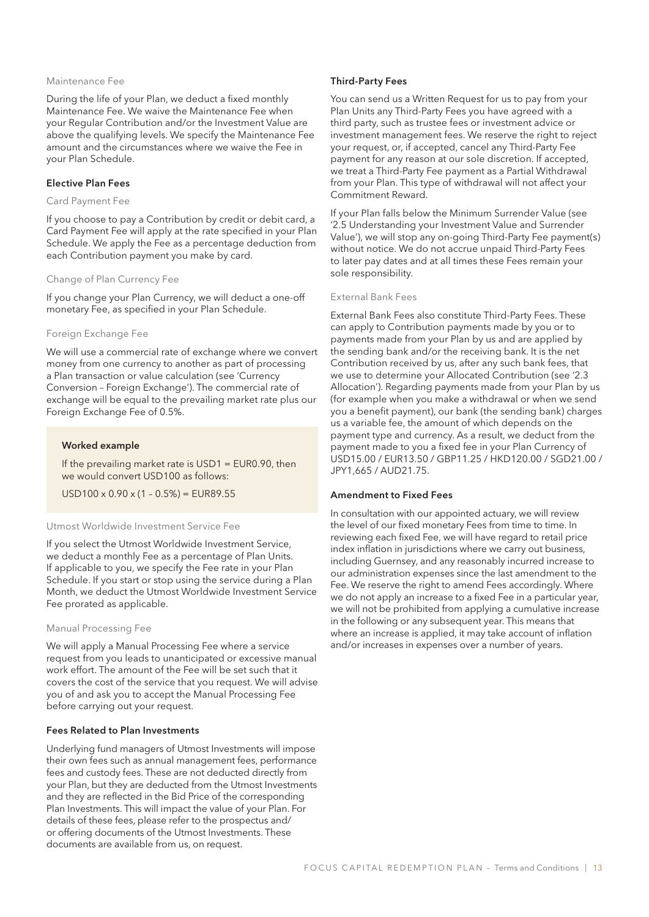#### Maintenance Fee

During the life of your Plan, we deduct a fixed monthly Maintenance Fee. We waive the Maintenance Fee when your Regular Contribution and/or the Investment Value are above the qualifying levels. We specify the Maintenance Fee amount and the circumstances where we waive the Fee in your Plan Schedule.

### Elective Plan Fees

#### Card Payment Fee

If you choose to pay a Contribution by credit or debit card, a Card Payment Fee will apply at the rate specified in your Plan Schedule. We apply the Fee as a percentage deduction from each Contribution payment you make by card.

#### Change of Plan Currency Fee

If you change your Plan Currency, we will deduct a one-off monetary Fee, as specified in your Plan Schedule.

#### Foreign Exchange Fee

We will use a commercial rate of exchange where we convert money from one currency to another as part of processing a Plan transaction or value calculation (see 'Currency Conversion – Foreign Exchange'). The commercial rate of exchange will be equal to the prevailing market rate plus our Foreign Exchange Fee of 0.5%.

> **Worked example**
>
> If the prevailing market rate is USD1 = EUR0.90, then we would convert USD100 as follows:
>
> USD100 x 0.90 x (1 – 0.5%) = EUR89.55

#### Utmost Worldwide Investment Service Fee

If you select the Utmost Worldwide Investment Service, we deduct a monthly Fee as a percentage of Plan Units. If applicable to you, we specify the Fee rate in your Plan Schedule. If you start or stop using the service during a Plan Month, we deduct the Utmost Worldwide Investment Service Fee prorated as applicable.

#### Manual Processing Fee

We will apply a Manual Processing Fee where a service request from you leads to unanticipated or excessive manual work effort. The amount of the Fee will be set such that it covers the cost of the service that you request. We will advise you of and ask you to accept the Manual Processing Fee before carrying out your request.

### Fees Related to Plan Investments

Underlying fund managers of Utmost Investments will impose their own fees such as annual management fees, performance fees and custody fees. These are not deducted directly from your Plan, but they are deducted from the Utmost Investments and they are reflected in the Bid Price of the corresponding Plan Investments. This will impact the value of your Plan. For details of these fees, please refer to the prospectus and/or offering documents of the Utmost Investments. These documents are available from us, on request.

### Third-Party Fees

You can send us a Written Request for us to pay from your Plan Units any Third-Party Fees you have agreed with a third party, such as trustee fees or investment advice or investment management fees. We reserve the right to reject your request, or, if accepted, cancel any Third-Party Fee payment for any reason at our sole discretion. If accepted, we treat a Third-Party Fee payment as a Partial Withdrawal from your Plan. This type of withdrawal will not affect your Commitment Reward.

If your Plan falls below the Minimum Surrender Value (see '2.5 Understanding your Investment Value and Surrender Value'), we will stop any on-going Third-Party Fee payment(s) without notice. We do not accrue unpaid Third-Party Fees to later pay dates and at all times these Fees remain your sole responsibility.

#### External Bank Fees

External Bank Fees also constitute Third-Party Fees. These can apply to Contribution payments made by you or to payments made from your Plan by us and are applied by the sending bank and/or the receiving bank. It is the net Contribution received by us, after any such bank fees, that we use to determine your Allocated Contribution (see '2.3 Allocation'). Regarding payments made from your Plan by us (for example when you make a withdrawal or when we send you a benefit payment), our bank (the sending bank) charges us a variable fee, the amount of which depends on the payment type and currency. As a result, we deduct from the payment made to you a fixed fee in your Plan Currency of USD15.00 / EUR13.50 / GBP11.25 / HKD120.00 / SGD21.00 / JPY1,665 / AUD21.75.

### Amendment to Fixed Fees

In consultation with our appointed actuary, we will review the level of our fixed monetary Fees from time to time. In reviewing each fixed Fee, we will have regard to retail price index inflation in jurisdictions where we carry out business, including Guernsey, and any reasonably incurred increase to our administration expenses since the last amendment to the Fee. We reserve the right to amend Fees accordingly. Where we do not apply an increase to a fixed Fee in a particular year, we will not be prohibited from applying a cumulative increase in the following or any subsequent year. This means that where an increase is applied, it may take account of inflation and/or increases in expenses over a number of years.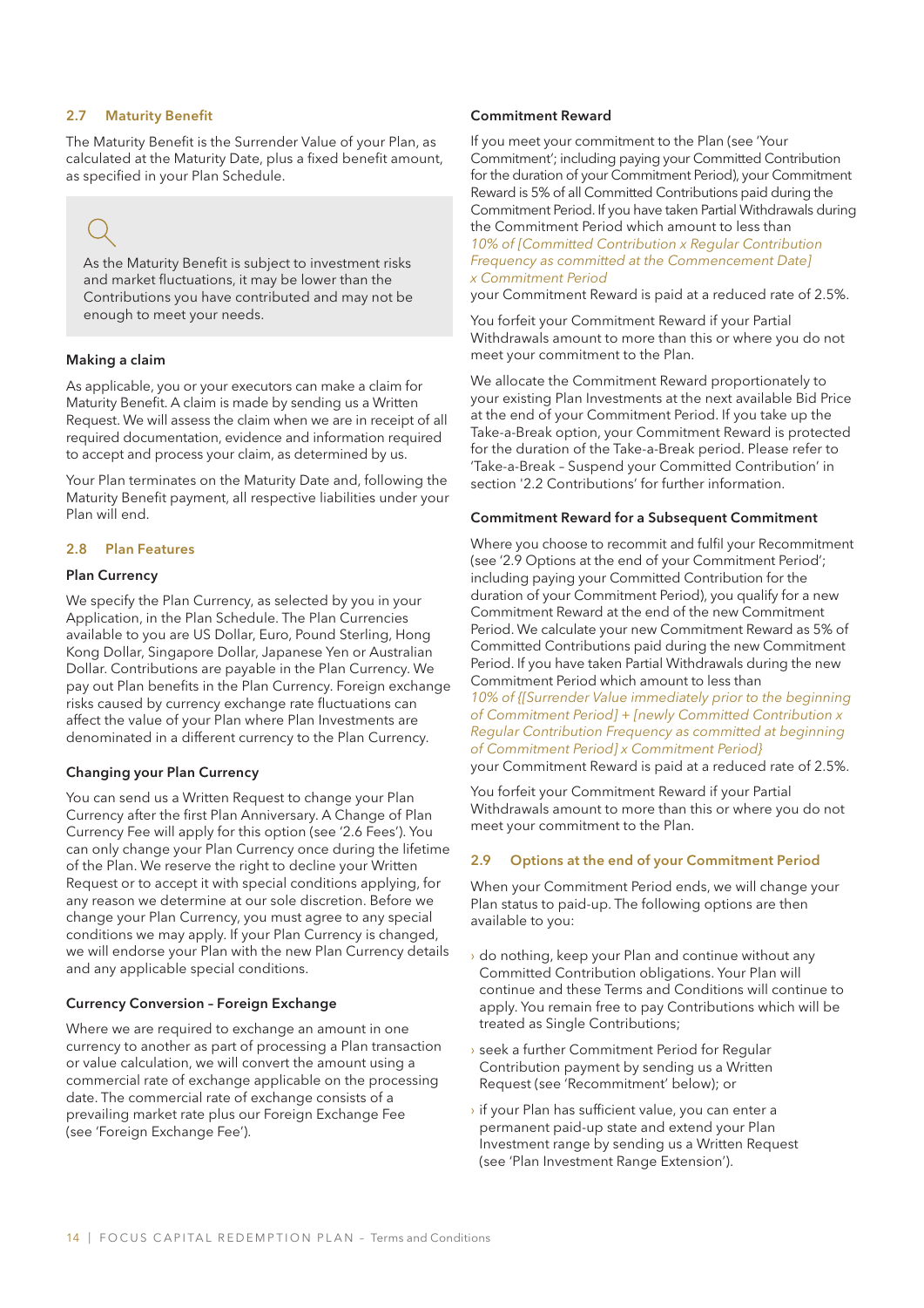## 2.7 Maturity Benefit

The Maturity Benefit is the Surrender Value of your Plan, as calculated at the Maturity Date, plus a fixed benefit amount, as specified in your Plan Schedule.

> As the Maturity Benefit is subject to investment risks and market fluctuations, it may be lower than the Contributions you have contributed and may not be enough to meet your needs.

### Making a claim

As applicable, you or your executors can make a claim for Maturity Benefit. A claim is made by sending us a Written Request. We will assess the claim when we are in receipt of all required documentation, evidence and information required to accept and process your claim, as determined by us.

Your Plan terminates on the Maturity Date and, following the Maturity Benefit payment, all respective liabilities under your Plan will end.

## 2.8 Plan Features

### Plan Currency

We specify the Plan Currency, as selected by you in your Application, in the Plan Schedule. The Plan Currencies available to you are US Dollar, Euro, Pound Sterling, Hong Kong Dollar, Singapore Dollar, Japanese Yen or Australian Dollar. Contributions are payable in the Plan Currency. We pay out Plan benefits in the Plan Currency. Foreign exchange risks caused by currency exchange rate fluctuations can affect the value of your Plan where Plan Investments are denominated in a different currency to the Plan Currency.

### Changing your Plan Currency

You can send us a Written Request to change your Plan Currency after the first Plan Anniversary. A Change of Plan Currency Fee will apply for this option (see '2.6 Fees'). You can only change your Plan Currency once during the lifetime of the Plan. We reserve the right to decline your Written Request or to accept it with special conditions applying, for any reason we determine at our sole discretion. Before we change your Plan Currency, you must agree to any special conditions we may apply. If your Plan Currency is changed, we will endorse your Plan with the new Plan Currency details and any applicable special conditions.

### Currency Conversion – Foreign Exchange

Where we are required to exchange an amount in one currency to another as part of processing a Plan transaction or value calculation, we will convert the amount using a commercial rate of exchange applicable on the processing date. The commercial rate of exchange consists of a prevailing market rate plus our Foreign Exchange Fee (see 'Foreign Exchange Fee').

### Commitment Reward

If you meet your commitment to the Plan (see 'Your Commitment'; including paying your Committed Contribution for the duration of your Commitment Period), your Commitment Reward is 5% of all Committed Contributions paid during the Commitment Period. If you have taken Partial Withdrawals during the Commitment Period which amount to less than *10% of [Committed Contribution x Regular Contribution Frequency as committed at the Commencement Date] x Commitment Period* your Commitment Reward is paid at a reduced rate of 2.5%.

You forfeit your Commitment Reward if your Partial Withdrawals amount to more than this or where you do not meet your commitment to the Plan.

We allocate the Commitment Reward proportionately to your existing Plan Investments at the next available Bid Price at the end of your Commitment Period. If you take up the Take-a-Break option, your Commitment Reward is protected for the duration of the Take-a-Break period. Please refer to 'Take-a-Break – Suspend your Committed Contribution' in section '2.2 Contributions' for further information.

### Commitment Reward for a Subsequent Commitment

Where you choose to recommit and fulfil your Recommitment (see '2.9 Options at the end of your Commitment Period'; including paying your Committed Contribution for the duration of your Commitment Period), you qualify for a new Commitment Reward at the end of the new Commitment Period. We calculate your new Commitment Reward as 5% of Committed Contributions paid during the new Commitment Period. If you have taken Partial Withdrawals during the new Commitment Period which amount to less than *10% of {[Surrender Value immediately prior to the beginning of Commitment Period] + [newly Committed Contribution x Regular Contribution Frequency as committed at beginning of Commitment Period] x Commitment Period}* your Commitment Reward is paid at a reduced rate of 2.5%.

You forfeit your Commitment Reward if your Partial Withdrawals amount to more than this or where you do not meet your commitment to the Plan.

## 2.9 Options at the end of your Commitment Period

When your Commitment Period ends, we will change your Plan status to paid-up. The following options are then available to you:

- do nothing, keep your Plan and continue without any Committed Contribution obligations. Your Plan will continue and these Terms and Conditions will continue to apply. You remain free to pay Contributions which will be treated as Single Contributions;
- seek a further Commitment Period for Regular Contribution payment by sending us a Written Request (see 'Recommitment' below); or
- if your Plan has sufficient value, you can enter a permanent paid-up state and extend your Plan Investment range by sending us a Written Request (see 'Plan Investment Range Extension').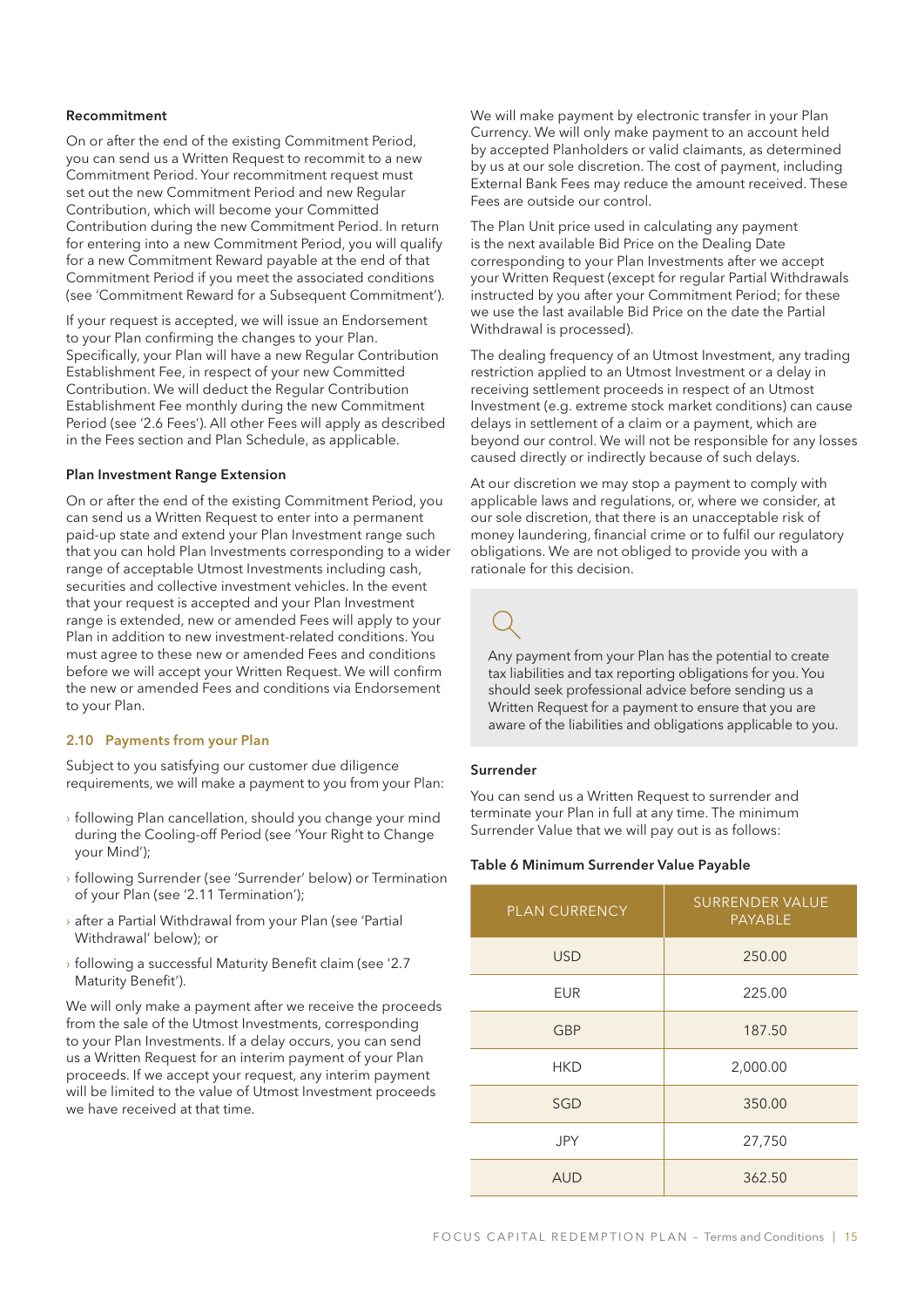#### Recommitment

On or after the end of the existing Commitment Period, you can send us a Written Request to recommit to a new Commitment Period. Your recommitment request must set out the new Commitment Period and new Regular Contribution, which will become your Committed Contribution during the new Commitment Period. In return for entering into a new Commitment Period, you will qualify for a new Commitment Reward payable at the end of that Commitment Period if you meet the associated conditions (see 'Commitment Reward for a Subsequent Commitment').

If your request is accepted, we will issue an Endorsement to your Plan confirming the changes to your Plan. Specifically, your Plan will have a new Regular Contribution Establishment Fee, in respect of your new Committed Contribution. We will deduct the Regular Contribution Establishment Fee monthly during the new Commitment Period (see '2.6 Fees'). All other Fees will apply as described in the Fees section and Plan Schedule, as applicable.

#### Plan Investment Range Extension

On or after the end of the existing Commitment Period, you can send us a Written Request to enter into a permanent paid-up state and extend your Plan Investment range such that you can hold Plan Investments corresponding to a wider range of acceptable Utmost Investments including cash, securities and collective investment vehicles. In the event that your request is accepted and your Plan Investment range is extended, new or amended Fees will apply to your Plan in addition to new investment-related conditions. You must agree to these new or amended Fees and conditions before we will accept your Written Request. We will confirm the new or amended Fees and conditions via Endorsement to your Plan.

### 2.10 Payments from your Plan

Subject to you satisfying our customer due diligence requirements, we will make a payment to you from your Plan:

- following Plan cancellation, should you change your mind during the Cooling-off Period (see 'Your Right to Change your Mind');
- following Surrender (see 'Surrender' below) or Termination of your Plan (see '2.11 Termination');
- after a Partial Withdrawal from your Plan (see 'Partial Withdrawal' below); or
- following a successful Maturity Benefit claim (see '2.7 Maturity Benefit').

We will only make a payment after we receive the proceeds from the sale of the Utmost Investments, corresponding to your Plan Investments. If a delay occurs, you can send us a Written Request for an interim payment of your Plan proceeds. If we accept your request, any interim payment will be limited to the value of Utmost Investment proceeds we have received at that time.

We will make payment by electronic transfer in your Plan Currency. We will only make payment to an account held by accepted Planholders or valid claimants, as determined by us at our sole discretion. The cost of payment, including External Bank Fees may reduce the amount received. These Fees are outside our control.

The Plan Unit price used in calculating any payment is the next available Bid Price on the Dealing Date corresponding to your Plan Investments after we accept your Written Request (except for regular Partial Withdrawals instructed by you after your Commitment Period; for these we use the last available Bid Price on the date the Partial Withdrawal is processed).

The dealing frequency of an Utmost Investment, any trading restriction applied to an Utmost Investment or a delay in receiving settlement proceeds in respect of an Utmost Investment (e.g. extreme stock market conditions) can cause delays in settlement of a claim or a payment, which are beyond our control. We will not be responsible for any losses caused directly or indirectly because of such delays.

At our discretion we may stop a payment to comply with applicable laws and regulations, or, where we consider, at our sole discretion, that there is an unacceptable risk of money laundering, financial crime or to fulfil our regulatory obligations. We are not obliged to provide you with a rationale for this decision.

Any payment from your Plan has the potential to create tax liabilities and tax reporting obligations for you. You should seek professional advice before sending us a Written Request for a payment to ensure that you are aware of the liabilities and obligations applicable to you.

#### Surrender

You can send us a Written Request to surrender and terminate your Plan in full at any time. The minimum Surrender Value that we will pay out is as follows:

**Table 6 Minimum Surrender Value Payable**

| PLAN CURRENCY | SURRENDER VALUE PAYABLE |
|---|---|
| USD | 250.00 |
| EUR | 225.00 |
| GBP | 187.50 |
| HKD | 2,000.00 |
| SGD | 350.00 |
| JPY | 27,750 |
| AUD | 362.50 |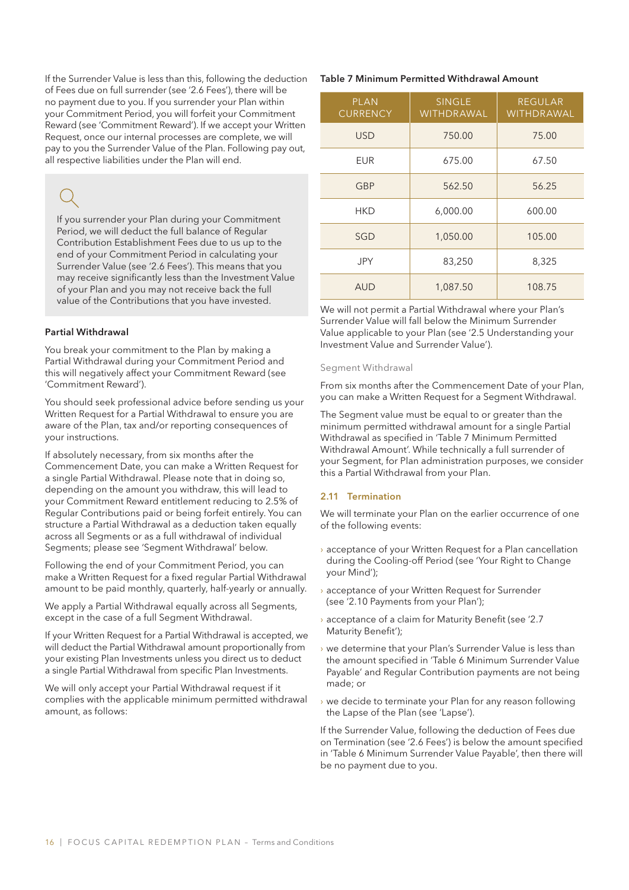If the Surrender Value is less than this, following the deduction of Fees due on full surrender (see '2.6 Fees'), there will be no payment due to you. If you surrender your Plan within your Commitment Period, you will forfeit your Commitment Reward (see 'Commitment Reward'). If we accept your Written Request, once our internal processes are complete, we will pay to you the Surrender Value of the Plan. Following pay out, all respective liabilities under the Plan will end.

> If you surrender your Plan during your Commitment Period, we will deduct the full balance of Regular Contribution Establishment Fees due to us up to the end of your Commitment Period in calculating your Surrender Value (see '2.6 Fees'). This means that you may receive significantly less than the Investment Value of your Plan and you may not receive back the full value of the Contributions that you have invested.

**Partial Withdrawal**

You break your commitment to the Plan by making a Partial Withdrawal during your Commitment Period and this will negatively affect your Commitment Reward (see 'Commitment Reward').

You should seek professional advice before sending us your Written Request for a Partial Withdrawal to ensure you are aware of the Plan, tax and/or reporting consequences of your instructions.

If absolutely necessary, from six months after the Commencement Date, you can make a Written Request for a single Partial Withdrawal. Please note that in doing so, depending on the amount you withdraw, this will lead to your Commitment Reward entitlement reducing to 2.5% of Regular Contributions paid or being forfeit entirely. You can structure a Partial Withdrawal as a deduction taken equally across all Segments or as a full withdrawal of individual Segments; please see 'Segment Withdrawal' below.

Following the end of your Commitment Period, you can make a Written Request for a fixed regular Partial Withdrawal amount to be paid monthly, quarterly, half-yearly or annually.

We apply a Partial Withdrawal equally across all Segments, except in the case of a full Segment Withdrawal.

If your Written Request for a Partial Withdrawal is accepted, we will deduct the Partial Withdrawal amount proportionally from your existing Plan Investments unless you direct us to deduct a single Partial Withdrawal from specific Plan Investments.

We will only accept your Partial Withdrawal request if it complies with the applicable minimum permitted withdrawal amount, as follows:

**Table 7 Minimum Permitted Withdrawal Amount**

| PLAN CURRENCY | SINGLE WITHDRAWAL | REGULAR WITHDRAWAL |
|---|---|---|
| USD | 750.00 | 75.00 |
| EUR | 675.00 | 67.50 |
| GBP | 562.50 | 56.25 |
| HKD | 6,000.00 | 600.00 |
| SGD | 1,050.00 | 105.00 |
| JPY | 83,250 | 8,325 |
| AUD | 1,087.50 | 108.75 |

We will not permit a Partial Withdrawal where your Plan's Surrender Value will fall below the Minimum Surrender Value applicable to your Plan (see '2.5 Understanding your Investment Value and Surrender Value').

Segment Withdrawal

From six months after the Commencement Date of your Plan, you can make a Written Request for a Segment Withdrawal.

The Segment value must be equal to or greater than the minimum permitted withdrawal amount for a single Partial Withdrawal as specified in 'Table 7 Minimum Permitted Withdrawal Amount'. While technically a full surrender of your Segment, for Plan administration purposes, we consider this a Partial Withdrawal from your Plan.

### 2.11 Termination

We will terminate your Plan on the earlier occurrence of one of the following events:

- acceptance of your Written Request for a Plan cancellation during the Cooling-off Period (see 'Your Right to Change your Mind');
- acceptance of your Written Request for Surrender (see '2.10 Payments from your Plan');
- acceptance of a claim for Maturity Benefit (see '2.7 Maturity Benefit');
- we determine that your Plan's Surrender Value is less than the amount specified in 'Table 6 Minimum Surrender Value Payable' and Regular Contribution payments are not being made; or
- we decide to terminate your Plan for any reason following the Lapse of the Plan (see 'Lapse').

If the Surrender Value, following the deduction of Fees due on Termination (see '2.6 Fees') is below the amount specified in 'Table 6 Minimum Surrender Value Payable', then there will be no payment due to you.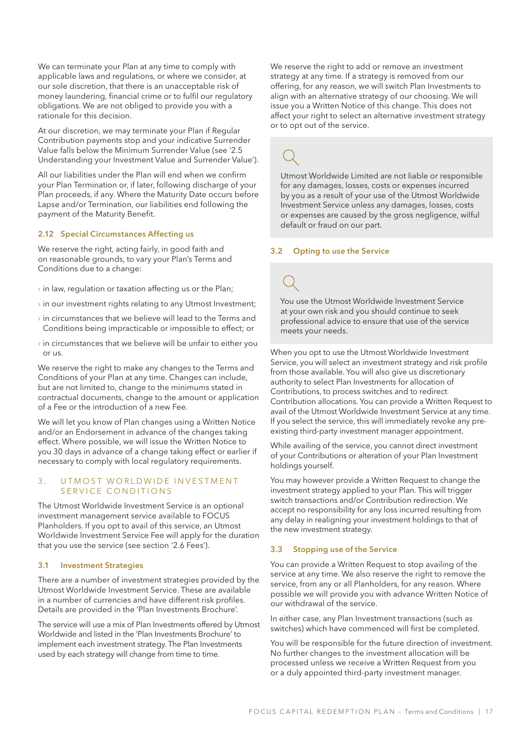We can terminate your Plan at any time to comply with applicable laws and regulations, or where we consider, at our sole discretion, that there is an unacceptable risk of money laundering, financial crime or to fulfil our regulatory obligations. We are not obliged to provide you with a rationale for this decision.

At our discretion, we may terminate your Plan if Regular Contribution payments stop and your indicative Surrender Value falls below the Minimum Surrender Value (see '2.5 Understanding your Investment Value and Surrender Value').

All our liabilities under the Plan will end when we confirm your Plan Termination or, if later, following discharge of your Plan proceeds, if any. Where the Maturity Date occurs before Lapse and/or Termination, our liabilities end following the payment of the Maturity Benefit.

### 2.12 Special Circumstances Affecting us

We reserve the right, acting fairly, in good faith and on reasonable grounds, to vary your Plan's Terms and Conditions due to a change:

- in law, regulation or taxation affecting us or the Plan;
- in our investment rights relating to any Utmost Investment;
- in circumstances that we believe will lead to the Terms and Conditions being impracticable or impossible to effect; or
- in circumstances that we believe will be unfair to either you or us.

We reserve the right to make any changes to the Terms and Conditions of your Plan at any time. Changes can include, but are not limited to, change to the minimums stated in contractual documents, change to the amount or application of a Fee or the introduction of a new Fee.

We will let you know of Plan changes using a Written Notice and/or an Endorsement in advance of the changes taking effect. Where possible, we will issue the Written Notice to you 30 days in advance of a change taking effect or earlier if necessary to comply with local regulatory requirements.

## 3. UTMOST WORLDWIDE INVESTMENT SERVICE CONDITIONS

The Utmost Worldwide Investment Service is an optional investment management service available to FOCUS Planholders. If you opt to avail of this service, an Utmost Worldwide Investment Service Fee will apply for the duration that you use the service (see section '2.6 Fees').

### 3.1 Investment Strategies

There are a number of investment strategies provided by the Utmost Worldwide Investment Service. These are available in a number of currencies and have different risk profiles. Details are provided in the 'Plan Investments Brochure'.

The service will use a mix of Plan Investments offered by Utmost Worldwide and listed in the 'Plan Investments Brochure' to implement each investment strategy. The Plan Investments used by each strategy will change from time to time.

We reserve the right to add or remove an investment strategy at any time. If a strategy is removed from our offering, for any reason, we will switch Plan Investments to align with an alternative strategy of our choosing. We will issue you a Written Notice of this change. This does not affect your right to select an alternative investment strategy or to opt out of the service.

Utmost Worldwide Limited are not liable or responsible for any damages, losses, costs or expenses incurred by you as a result of your use of the Utmost Worldwide Investment Service unless any damages, losses, costs or expenses are caused by the gross negligence, wilful default or fraud on our part.

### 3.2 Opting to use the Service

You use the Utmost Worldwide Investment Service at your own risk and you should continue to seek professional advice to ensure that use of the service meets your needs.

When you opt to use the Utmost Worldwide Investment Service, you will select an investment strategy and risk profile from those available. You will also give us discretionary authority to select Plan Investments for allocation of Contributions, to process switches and to redirect Contribution allocations. You can provide a Written Request to avail of the Utmost Worldwide Investment Service at any time. If you select the service, this will immediately revoke any pre-existing third-party investment manager appointment.

While availing of the service, you cannot direct investment of your Contributions or alteration of your Plan Investment holdings yourself.

You may however provide a Written Request to change the investment strategy applied to your Plan. This will trigger switch transactions and/or Contribution redirection. We accept no responsibility for any loss incurred resulting from any delay in realigning your investment holdings to that of the new investment strategy.

### 3.3 Stopping use of the Service

You can provide a Written Request to stop availing of the service at any time. We also reserve the right to remove the service, from any or all Planholders, for any reason. Where possible we will provide you with advance Written Notice of our withdrawal of the service.

In either case, any Plan Investment transactions (such as switches) which have commenced will first be completed.

You will be responsible for the future direction of investment. No further changes to the investment allocation will be processed unless we receive a Written Request from you or a duly appointed third-party investment manager.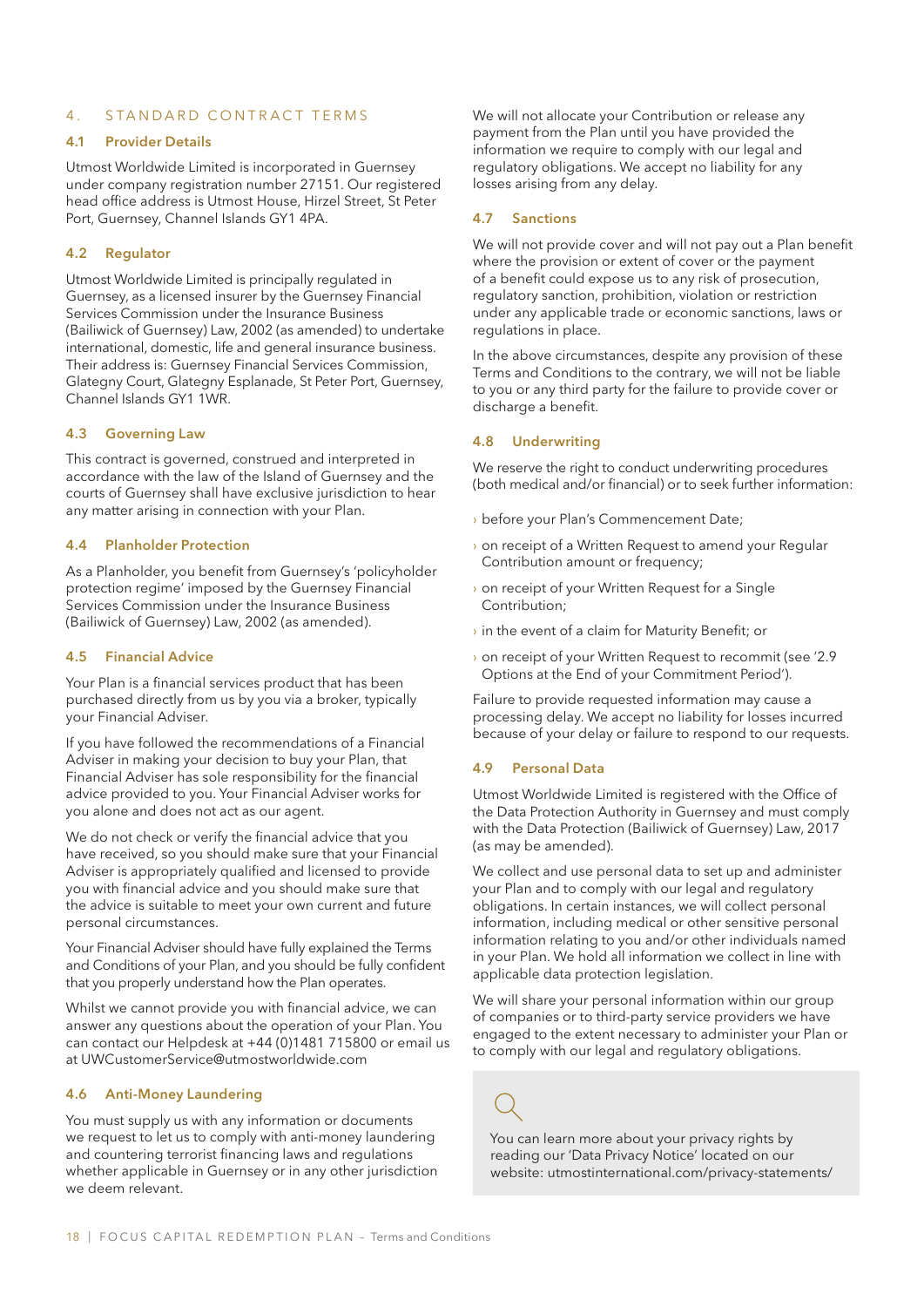## 4. STANDARD CONTRACT TERMS

### 4.1 Provider Details

Utmost Worldwide Limited is incorporated in Guernsey under company registration number 27151. Our registered head office address is Utmost House, Hirzel Street, St Peter Port, Guernsey, Channel Islands GY1 4PA.

### 4.2 Regulator

Utmost Worldwide Limited is principally regulated in Guernsey, as a licensed insurer by the Guernsey Financial Services Commission under the Insurance Business (Bailiwick of Guernsey) Law, 2002 (as amended) to undertake international, domestic, life and general insurance business. Their address is: Guernsey Financial Services Commission, Glategny Court, Glategny Esplanade, St Peter Port, Guernsey, Channel Islands GY1 1WR.

### 4.3 Governing Law

This contract is governed, construed and interpreted in accordance with the law of the Island of Guernsey and the courts of Guernsey shall have exclusive jurisdiction to hear any matter arising in connection with your Plan.

### 4.4 Planholder Protection

As a Planholder, you benefit from Guernsey's 'policyholder protection regime' imposed by the Guernsey Financial Services Commission under the Insurance Business (Bailiwick of Guernsey) Law, 2002 (as amended).

### 4.5 Financial Advice

Your Plan is a financial services product that has been purchased directly from us by you via a broker, typically your Financial Adviser.

If you have followed the recommendations of a Financial Adviser in making your decision to buy your Plan, that Financial Adviser has sole responsibility for the financial advice provided to you. Your Financial Adviser works for you alone and does not act as our agent.

We do not check or verify the financial advice that you have received, so you should make sure that your Financial Adviser is appropriately qualified and licensed to provide you with financial advice and you should make sure that the advice is suitable to meet your own current and future personal circumstances.

Your Financial Adviser should have fully explained the Terms and Conditions of your Plan, and you should be fully confident that you properly understand how the Plan operates.

Whilst we cannot provide you with financial advice, we can answer any questions about the operation of your Plan. You can contact our Helpdesk at +44 (0)1481 715800 or email us at UWCustomerService@utmostworldwide.com

### 4.6 Anti-Money Laundering

You must supply us with any information or documents we request to let us to comply with anti-money laundering and countering terrorist financing laws and regulations whether applicable in Guernsey or in any other jurisdiction we deem relevant.

We will not allocate your Contribution or release any payment from the Plan until you have provided the information we require to comply with our legal and regulatory obligations. We accept no liability for any losses arising from any delay.

### 4.7 Sanctions

We will not provide cover and will not pay out a Plan benefit where the provision or extent of cover or the payment of a benefit could expose us to any risk of prosecution, regulatory sanction, prohibition, violation or restriction under any applicable trade or economic sanctions, laws or regulations in place.

In the above circumstances, despite any provision of these Terms and Conditions to the contrary, we will not be liable to you or any third party for the failure to provide cover or discharge a benefit.

### 4.8 Underwriting

We reserve the right to conduct underwriting procedures (both medical and/or financial) or to seek further information:

- before your Plan's Commencement Date;
- on receipt of a Written Request to amend your Regular Contribution amount or frequency;
- on receipt of your Written Request for a Single Contribution;
- in the event of a claim for Maturity Benefit; or
- on receipt of your Written Request to recommit (see '2.9 Options at the End of your Commitment Period').

Failure to provide requested information may cause a processing delay. We accept no liability for losses incurred because of your delay or failure to respond to our requests.

### 4.9 Personal Data

Utmost Worldwide Limited is registered with the Office of the Data Protection Authority in Guernsey and must comply with the Data Protection (Bailiwick of Guernsey) Law, 2017 (as may be amended).

We collect and use personal data to set up and administer your Plan and to comply with our legal and regulatory obligations. In certain instances, we will collect personal information, including medical or other sensitive personal information relating to you and/or other individuals named in your Plan. We hold all information we collect in line with applicable data protection legislation.

We will share your personal information within our group of companies or to third-party service providers we have engaged to the extent necessary to administer your Plan or to comply with our legal and regulatory obligations.

You can learn more about your privacy rights by reading our 'Data Privacy Notice' located on our website: utmostinternational.com/privacy-statements/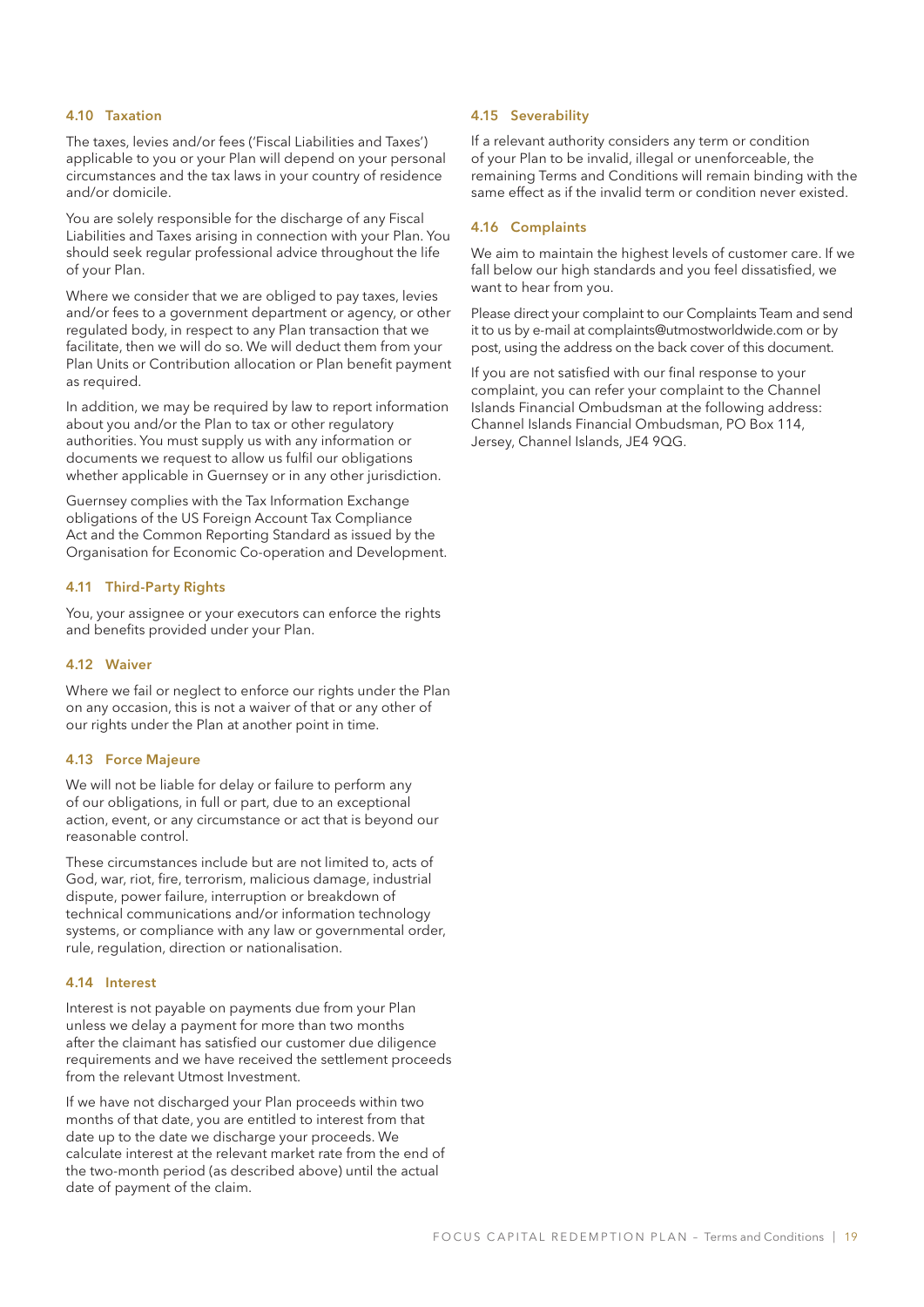### 4.10 Taxation

The taxes, levies and/or fees ('Fiscal Liabilities and Taxes') applicable to you or your Plan will depend on your personal circumstances and the tax laws in your country of residence and/or domicile.

You are solely responsible for the discharge of any Fiscal Liabilities and Taxes arising in connection with your Plan. You should seek regular professional advice throughout the life of your Plan.

Where we consider that we are obliged to pay taxes, levies and/or fees to a government department or agency, or other regulated body, in respect to any Plan transaction that we facilitate, then we will do so. We will deduct them from your Plan Units or Contribution allocation or Plan benefit payment as required.

In addition, we may be required by law to report information about you and/or the Plan to tax or other regulatory authorities. You must supply us with any information or documents we request to allow us fulfil our obligations whether applicable in Guernsey or in any other jurisdiction.

Guernsey complies with the Tax Information Exchange obligations of the US Foreign Account Tax Compliance Act and the Common Reporting Standard as issued by the Organisation for Economic Co-operation and Development.

### 4.11 Third-Party Rights

You, your assignee or your executors can enforce the rights and benefits provided under your Plan.

### 4.12 Waiver

Where we fail or neglect to enforce our rights under the Plan on any occasion, this is not a waiver of that or any other of our rights under the Plan at another point in time.

### 4.13 Force Majeure

We will not be liable for delay or failure to perform any of our obligations, in full or part, due to an exceptional action, event, or any circumstance or act that is beyond our reasonable control.

These circumstances include but are not limited to, acts of God, war, riot, fire, terrorism, malicious damage, industrial dispute, power failure, interruption or breakdown of technical communications and/or information technology systems, or compliance with any law or governmental order, rule, regulation, direction or nationalisation.

### 4.14 Interest

Interest is not payable on payments due from your Plan unless we delay a payment for more than two months after the claimant has satisfied our customer due diligence requirements and we have received the settlement proceeds from the relevant Utmost Investment.

If we have not discharged your Plan proceeds within two months of that date, you are entitled to interest from that date up to the date we discharge your proceeds. We calculate interest at the relevant market rate from the end of the two-month period (as described above) until the actual date of payment of the claim.

### 4.15 Severability

If a relevant authority considers any term or condition of your Plan to be invalid, illegal or unenforceable, the remaining Terms and Conditions will remain binding with the same effect as if the invalid term or condition never existed.

### 4.16 Complaints

We aim to maintain the highest levels of customer care. If we fall below our high standards and you feel dissatisfied, we want to hear from you.

Please direct your complaint to our Complaints Team and send it to us by e-mail at complaints@utmostworldwide.com or by post, using the address on the back cover of this document.

If you are not satisfied with our final response to your complaint, you can refer your complaint to the Channel Islands Financial Ombudsman at the following address: Channel Islands Financial Ombudsman, PO Box 114, Jersey, Channel Islands, JE4 9QG.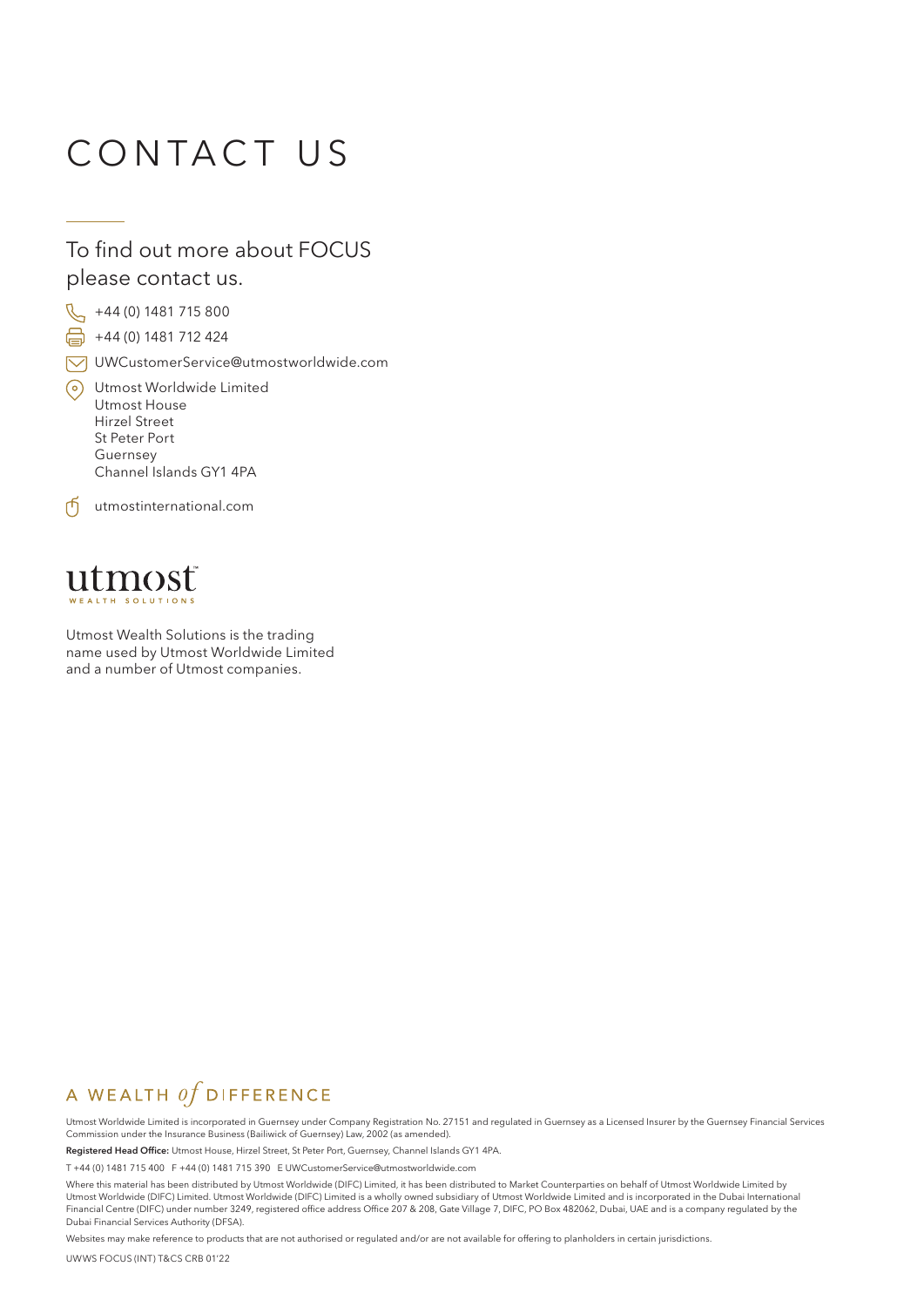# CONTACT US

## To find out more about FOCUS please contact us.

+44 (0) 1481 715 800

+44 (0) 1481 712 424

UWCustomerService@utmostworldwide.com

Utmost Worldwide Limited
Utmost House
Hirzel Street
St Peter Port
Guernsey
Channel Islands GY1 4PA

utmostinternational.com

utmost
WEALTH SOLUTIONS

Utmost Wealth Solutions is the trading name used by Utmost Worldwide Limited and a number of Utmost companies.

A WEALTH *of* DIFFERENCE

Utmost Worldwide Limited is incorporated in Guernsey under Company Registration No. 27151 and regulated in Guernsey as a Licensed Insurer by the Guernsey Financial Services Commission under the Insurance Business (Bailiwick of Guernsey) Law, 2002 (as amended).

**Registered Head Office:** Utmost House, Hirzel Street, St Peter Port, Guernsey, Channel Islands GY1 4PA.

T +44 (0) 1481 715 400 F +44 (0) 1481 715 390 E UWCustomerService@utmostworldwide.com

Where this material has been distributed by Utmost Worldwide (DIFC) Limited, it has been distributed to Market Counterparties on behalf of Utmost Worldwide Limited by Utmost Worldwide (DIFC) Limited. Utmost Worldwide (DIFC) Limited is a wholly owned subsidiary of Utmost Worldwide Limited and is incorporated in the Dubai International Financial Centre (DIFC) under number 3249, registered office address Office 207 & 208, Gate Village 7, DIFC, PO Box 482062, Dubai, UAE and is a company regulated by the Dubai Financial Services Authority (DFSA).

Websites may make reference to products that are not authorised or regulated and/or are not available for offering to planholders in certain jurisdictions.

UWWS FOCUS (INT) T&CS CRB 01'22